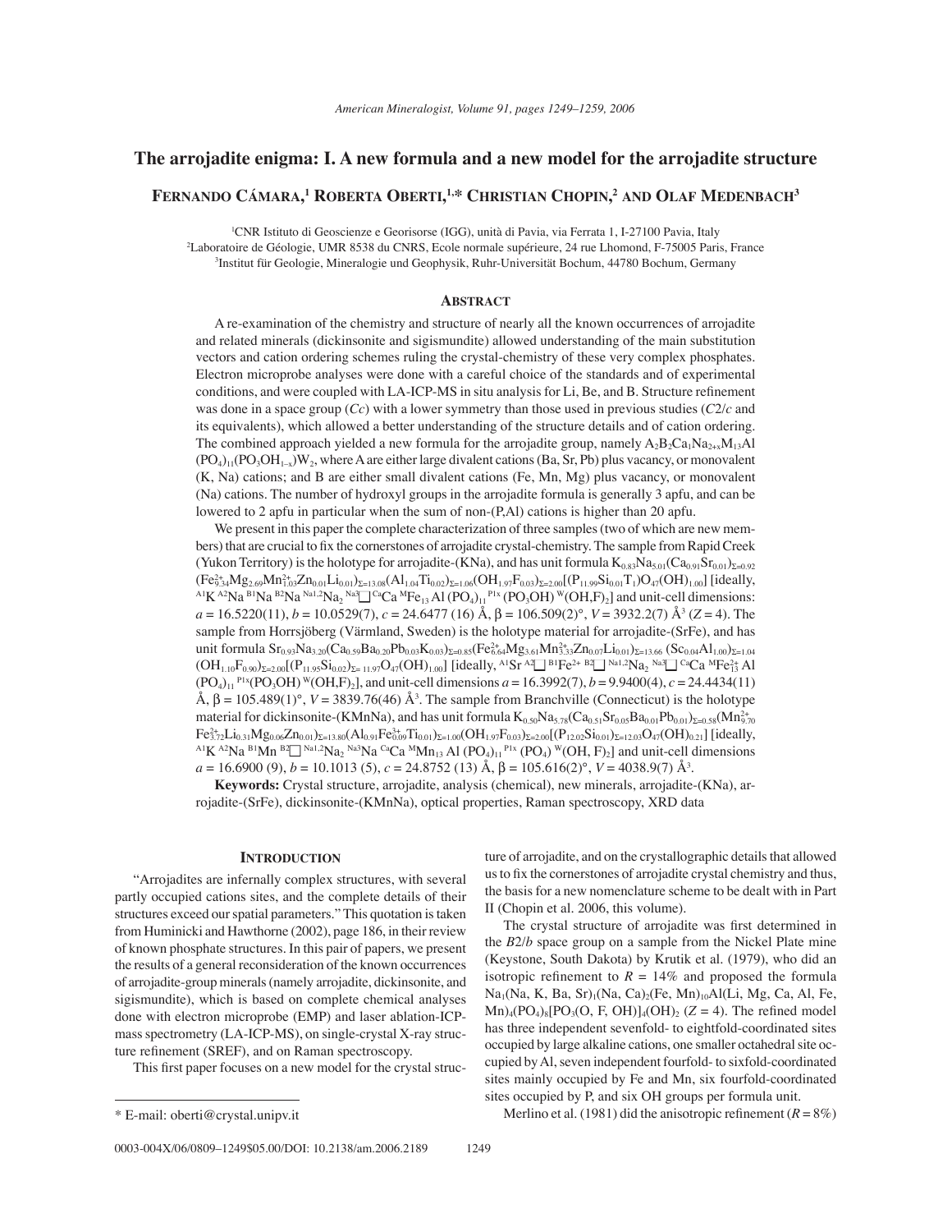# The arrojadite enigma: I. A new formula and a new model for the arrojadite structure

**Fernando Cámara,[1] Roberta Oberti,[1,*] Christian Chopin,[2] and Olaf Medenbach[3]**

[1]CNR Istituto di Geoscienze e Georisorse (IGG), unità di Pavia, via Ferrata 1, I-27100 Pavia, Italy
[2]Laboratoire de Géologie, UMR 8538 du CNRS, Ecole normale supérieure, 24 rue Lhomond, F-75005 Paris, France
[3]Institut für Geologie, Mineralogie und Geophysik, Ruhr-Universität Bochum, 44780 Bochum, Germany

## Abstract

A re-examination of the chemistry and structure of nearly all the known occurrences of arrojadite and related minerals (dickinsonite and sigismundite) allowed understanding of the main substitution vectors and cation ordering schemes ruling the crystal-chemistry of these very complex phosphates. Electron microprobe analyses were done with a careful choice of the standards and of experimental conditions, and were coupled with LA-ICP-MS in situ analysis for Li, Be, and B. Structure refinement was done in a space group (*Cc*) with a lower symmetry than those used in previous studies (*C*2/*c* and its equivalents), which allowed a better understanding of the structure details and of cation ordering. The combined approach yielded a new formula for the arrojadite group, namely $A_2B_2Ca_1Na_{2+x}M_{13}Al(PO_4)_{11}(PO_3OH_{1-x})W_2$, where A are either large divalent cations (Ba, Sr, Pb) plus vacancy, or monovalent (K, Na) cations; and B are either small divalent cations (Fe, Mn, Mg) plus vacancy, or monovalent (Na) cations. The number of hydroxyl groups in the arrojadite formula is generally 3 apfu, and can be lowered to 2 apfu in particular when the sum of non-(P,Al) cations is higher than 20 apfu.

We present in this paper the complete characterization of three samples (two of which are new members) that are crucial to fix the cornerstones of arrojadite crystal-chemistry. The sample from Rapid Creek (Yukon Territory) is the holotype for arrojadite-(KNa), and has unit formula $K_{0.83}Na_{5.01}(Ca_{0.91}Sr_{0.01})_{\Sigma=0.92}(Fe^{2+}_{9.34}Mg_{2.69}Mn^{2+}_{1.03}Zn_{0.01}Li_{0.01})_{\Sigma=13.08}(Al_{1.04}Ti_{0.02})_{\Sigma=1.06}(OH_{1.97}F_{0.03})_{\Sigma=2.00}[(P_{11.99}Si_{0.01}T_1)O_{47}(OH)_{1.00}]$ [ideally, $^{A1}K\ ^{A2}Na\ ^{B1}Na\ ^{B2}Na\ ^{Na1,2}Na_2\ ^{Na3}\square\ ^{Ca}Ca\ ^{M}Fe_{13}\,Al\,(PO_4)_{11}\ ^{P1x}(PO_3OH)\ ^{W}(OH,F)_2$] and unit-cell dimensions: $a = 16.5220(11)$, $b = 10.0529(7)$, $c = 24.6477\ (16)$ Å, $\beta = 106.509(2)°$, $V = 3932.2(7)$ Å$^3$ ($Z = 4$). The sample from Horrsjöberg (Värmland, Sweden) is the holotype material for arrojadite-(SrFe), and has unit formula $Sr_{0.93}Na_{3.20}(Ca_{0.59}Ba_{0.20}Pb_{0.03}K_{0.03})_{\Sigma=0.85}(Fe^{2+}_{6.64}Mg_{3.61}Mn^{2+}_{3.33}Zn_{0.07}Li_{0.01})_{\Sigma=13.66}(Sc_{0.04}Al_{1.00})_{\Sigma=1.04}(OH_{1.10}F_{0.90})_{\Sigma=2.00}[(P_{11.95}Si_{0.02})_{\Sigma=11.97}O_{47}(OH)_{1.00}]$ [ideally, $^{A1}Sr\ ^{A2}\square\ ^{B1}Fe^{2+}\ ^{B2}\square\ ^{Na1,2}Na_2\ ^{Na3}\square\ ^{Ca}Ca\ ^{M}Fe^{2+}_{13}\,Al\,(PO_4)_{11}\ ^{P1x}(PO_3OH)\ ^{W}(OH,F)_2$], and unit-cell dimensions $a = 16.3992(7)$, $b = 9.9400(4)$, $c = 24.4434(11)$ Å, $\beta = 105.489(1)°$, $V = 3839.76(46)$ Å$^3$. The sample from Branchville (Connecticut) is the holotype material for dickinsonite-(KMnNa), and has unit formula $K_{0.50}Na_{5.78}(Ca_{0.51}Sr_{0.05}Ba_{0.01}Pb_{0.01})_{\Sigma=0.58}(Mn^{2+}_{9.70}Fe^{2+}_{3.72}Li_{0.31}Mg_{0.06}Zn_{0.01})_{\Sigma=13.80}(Al_{0.91}Fe^{3+}_{0.09}Ti_{0.01})_{\Sigma=1.00}(OH_{1.97}F_{0.03})_{\Sigma=2.00}[(P_{12.02}Si_{0.01})_{\Sigma=12.03}O_{47}(OH)_{0.21}]$ [ideally, $^{A1}K\ ^{A2}Na\ ^{B1}Mn\ ^{B2}\square\ ^{Na1,2}Na_2\ ^{Na3}Na\ ^{Ca}Ca\ ^{M}Mn_{13}\,Al\,(PO_4)_{11}\ ^{P1x}(PO_4)\ ^{W}(OH,F)_2$] and unit-cell dimensions $a = 16.6900\ (9)$, $b = 10.1013\ (5)$, $c = 24.8752\ (13)$ Å, $\beta = 105.616(2)°$, $V = 4038.9(7)$ Å$^3$.

**Keywords:** Crystal structure, arrojadite, analysis (chemical), new minerals, arrojadite-(KNa), arrojadite-(SrFe), dickinsonite-(KMnNa), optical properties, Raman spectroscopy, XRD data

## Introduction

"Arrojadites are infernally complex structures, with several partly occupied cations sites, and the complete details of their structures exceed our spatial parameters." This quotation is taken from Huminicki and Hawthorne (2002), page 186, in their review of known phosphate structures. In this pair of papers, we present the results of a general reconsideration of the known occurrences of arrojadite-group minerals (namely arrojadite, dickinsonite, and sigismundite), which is based on complete chemical analyses done with electron microprobe (EMP) and laser ablation-ICP-mass spectrometry (LA-ICP-MS), on single-crystal X-ray structure refinement (SREF), and on Raman spectroscopy.

This first paper focuses on a new model for the crystal structure of arrojadite, and on the crystallographic details that allowed us to fix the cornerstones of arrojadite crystal chemistry and thus, the basis for a new nomenclature scheme to be dealt with in Part II (Chopin et al. 2006, this volume).

The crystal structure of arrojadite was first determined in the *B*2/*b* space group on a sample from the Nickel Plate mine (Keystone, South Dakota) by Krutik et al. (1979), who did an isotropic refinement to $R = 14\%$ and proposed the formula $Na_1(Na, K, Ba, Sr)_1(Na, Ca)_2(Fe, Mn)_{10}Al(Li, Mg, Ca, Al, Fe, Mn)_4(PO_4)_8[PO_3(O, F, OH)]_4(OH)_2$ ($Z = 4$). The refined model has three independent sevenfold- to eightfold-coordinated sites occupied by large alkaline cations, one smaller octahedral site occupied by Al, seven independent fourfold- to sixfold-coordinated sites mainly occupied by Fe and Mn, six fourfold-coordinated sites occupied by P, and six OH groups per formula unit.

Merlino et al. (1981) did the anisotropic refinement ($R = 8\%$)

\* E-mail: oberti@crystal.unipv.it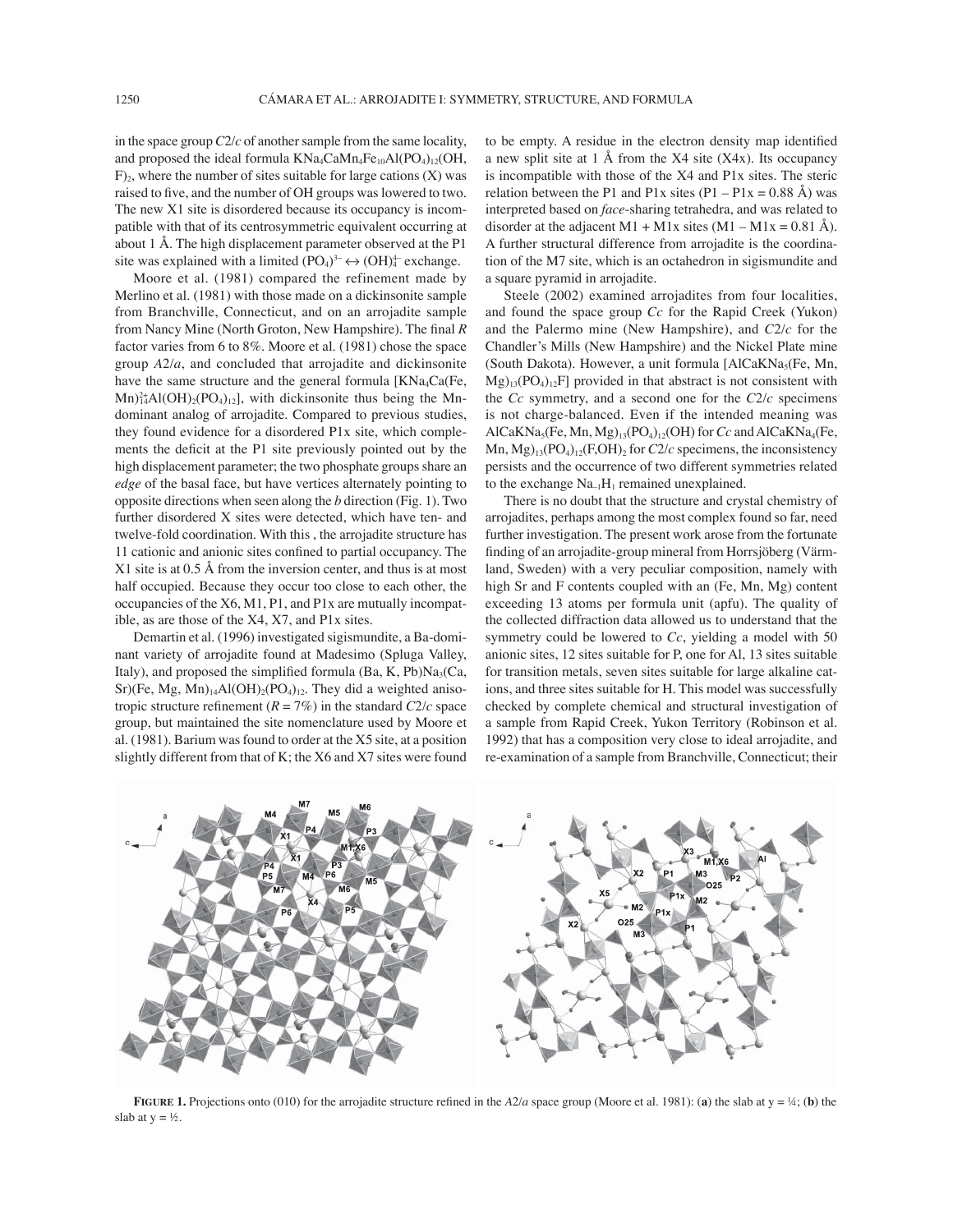in the space group $C2/c$ of another sample from the same locality, and proposed the ideal formula $KNa_4CaMn_4Fe_{10}Al(PO_4)_{12}(OH,F)_2$, where the number of sites suitable for large cations (X) was raised to five, and the number of OH groups was lowered to two. The new X1 site is disordered because its occupancy is incompatible with that of its centrosymmetric equivalent occurring at about 1 Å. The high displacement parameter observed at the P1 site was explained with a limited $(PO_4)^{3-} \leftrightarrow (OH)_4^{4-}$ exchange.

Moore et al. (1981) compared the refinement made by Merlino et al. (1981) with those made on a dickinsonite sample from Branchville, Connecticut, and on an arrojadite sample from Nancy Mine (North Groton, New Hampshire). The final *R* factor varies from 6 to 8%. Moore et al. (1981) chose the space group $A2/a$, and concluded that arrojadite and dickinsonite have the same structure and the general formula $[KNa_4Ca(Fe,Mn)^{2+}_{14}Al(OH)_2(PO_4)_{12}]$, with dickinsonite thus being the Mn-dominant analog of arrojadite. Compared to previous studies, they found evidence for a disordered P1x site, which complements the deficit at the P1 site previously pointed out by the high displacement parameter; the two phosphate groups share an *edge* of the basal face, but have vertices alternately pointing to opposite directions when seen along the *b* direction (Fig. 1). Two further disordered X sites were detected, which have ten- and twelve-fold coordination. With this, the arrojadite structure has 11 cationic and anionic sites confined to partial occupancy. The X1 site is at 0.5 Å from the inversion center, and thus is at most half occupied. Because they occur too close to each other, the occupancies of the X6, M1, P1, and P1x are mutually incompatible, as are those of the X4, X7, and P1x sites.

Demartin et al. (1996) investigated sigismundite, a Ba-dominant variety of arrojadite found at Madesimo (Spluga Valley, Italy), and proposed the simplified formula $(Ba,K,Pb)Na_3(Ca,Sr)(Fe,Mg,Mn)_{14}Al(OH)_2(PO_4)_{12}$. They did a weighted anisotropic structure refinement ($R = 7\%$) in the standard $C2/c$ space group, but maintained the site nomenclature used by Moore et al. (1981). Barium was found to order at the X5 site, at a position slightly different from that of K; the X6 and X7 sites were found to be empty. A residue in the electron density map identified a new split site at 1 Å from the X4 site (X4x). Its occupancy is incompatible with those of the X4 and P1x sites. The steric relation between the P1 and P1x sites (P1 – P1x = 0.88 Å) was interpreted based on *face*-sharing tetrahedra, and was related to disorder at the adjacent M1 + M1x sites (M1 – M1x = 0.81 Å). A further structural difference from arrojadite is the coordination of the M7 site, which is an octahedron in sigismundite and a square pyramid in arrojadite.

Steele (2002) examined arrojadites from four localities, and found the space group $Cc$ for the Rapid Creek (Yukon) and the Palermo mine (New Hampshire), and $C2/c$ for the Chandler's Mills (New Hampshire) and the Nickel Plate mine (South Dakota). However, a unit formula $[AlCaKNa_5(Fe,Mn,Mg)_{13}(PO_4)_{12}F]$ provided in that abstract is not consistent with the $Cc$ symmetry, and a second one for the $C2/c$ specimens is not charge-balanced. Even if the intended meaning was $AlCaKNa_5(Fe,Mn,Mg)_{13}(PO_4)_{12}(OH)$ for $Cc$ and $AlCaKNa_4(Fe,Mn,Mg)_{13}(PO_4)_{12}(F,OH)_2$ for $C2/c$ specimens, the inconsistency persists and the occurrence of two different symmetries related to the exchange $Na_{-1}H_1$ remained unexplained.

There is no doubt that the structure and crystal chemistry of arrojadites, perhaps among the most complex found so far, need further investigation. The present work arose from the fortunate finding of an arrojadite-group mineral from Horrsjöberg (Värmland, Sweden) with a very peculiar composition, namely with high Sr and F contents coupled with an (Fe, Mn, Mg) content exceeding 13 atoms per formula unit (apfu). The quality of the collected diffraction data allowed us to understand that the symmetry could be lowered to $Cc$, yielding a model with 50 anionic sites, 12 sites suitable for P, one for Al, 13 sites suitable for transition metals, seven sites suitable for large alkaline cations, and three sites suitable for H. This model was successfully checked by complete chemical and structural investigation of a sample from Rapid Creek, Yukon Territory (Robinson et al. 1992) that has a composition very close to ideal arrojadite, and re-examination of a sample from Branchville, Connecticut; their

**FIGURE 1.** Projections onto (010) for the arrojadite structure refined in the $A2/a$ space group (Moore et al. 1981): (**a**) the slab at y = ¼; (**b**) the slab at y = ½.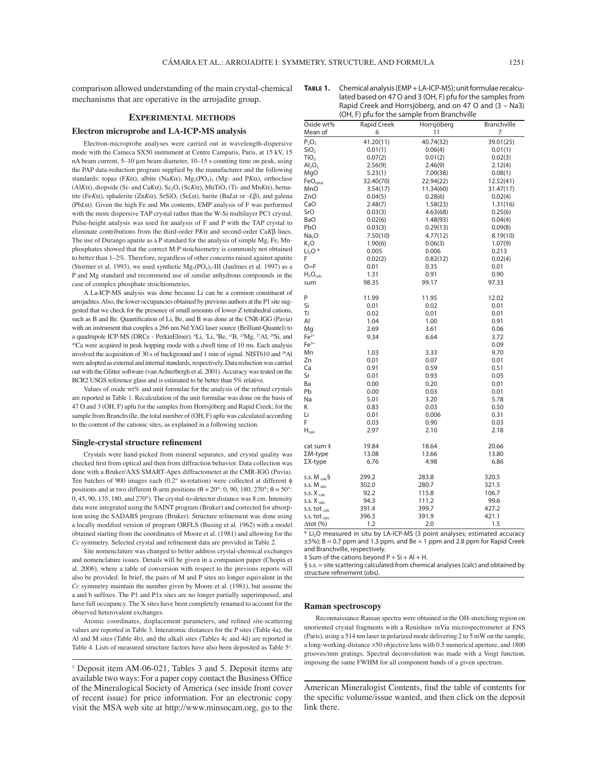comparison allowed understanding of the main crystal-chemical mechanisms that are operative in the arrojadite group.

## Experimental methods

### Electron microprobe and LA-ICP-MS analysis

Electron-microprobe analyses were carried out in wavelength-dispersive mode with the Cameca SX50 instrument at Centre Camparis, Paris, at 15 kV, 15 nA beam current, 5–10 μm beam diameter, 10–15 s counting time on peak, using the PAP data-reduction program supplied by the manufacturer and the following standards: topaz (F*K*α), albite (Na*K*α), $Mg_3(PO_4)_2$ (Mg- and P*K*α), orthoclase (Al*K*α), diopside (Si- and Ca*K*α), $Sc_2O_3$ (Sc*K*α), $MnTiO_3$ (Ti- and Mn*K*α), hematite (Fe*K*α), sphalerite (Zn*K*α), $SrSiO_3$ (Sr*L*α), barite (Ba*L*α or -*L*β), and galena (Pb*L*α). Given the high Fe and Mn contents, EMP analysis of F was performed with the more dispersive TAP crystal rather than the W-Si multilayer PC1 crystal. Pulse-height analysis was used for analysis of F and P with the TAP crystal to eliminate contributions from the third-order P*K*α and second-order Ca*K*β lines. The use of Durango apatite as a P standard for the analysis of simple Mg, Fe, Mn-phosphates showed that the correct M:P stoichiometry is commonly not obtained to better than 1–2%. Therefore, regardless of other concerns raised against apatite (Stormer et al. 1993), we used synthetic $Mg_3(PO_4)_2$-III (Jaulmes et al. 1997) as a P and Mg standard and recommend use of similar anhydrous compounds in the case of complex phosphate stoichiometries.

A La-ICP-MS analysis was done because Li can be a common constituent of arrojadites. Also, the lower occupancies obtained by previous authors at the P1 site suggested that we check for the presence of small amounts of lower-Z tetrahedral cations, such as B and Be. Quantification of Li, Be, and B was done at the CNR-IGG (Pavia) with an instrument that couples a 266 nm Nd:YAG laser source (Brilliant-Quantel) to a quadrupole ICP-MS (DRCe - PerkinElmer). $^{6}$Li, $^{7}$Li, $^{9}$Be, $^{11}$B, $^{25}$Mg, $^{27}$Al, $^{29}$Si, and $^{43}$Ca were acquired in peak hopping mode with a dwell time of 10 ms. Each analysis involved the acquisition of 30 s of background and 1 min of signal. NIST610 and $^{29}$Al were adopted as external and internal standards, respectively. Data reduction was carried out with the Glitter software (van Achterbergh et al. 2001). Accuracy was tested on the BCR2 USGS reference glass and is estimated to be better than 5% relative.

Values of oxide wt% and unit formulae for the analysis of the refined crystals are reported in Table 1. Recalculation of the unit formulae was done on the basis of 47 O and 3 (OH, F) apfu for the samples from Horrsjöberg and Rapid Creek; for the sample from Branchville, the total number of (OH, F) apfu was calculated according to the content of the cationic sites, as explained in a following section.

### Single-crystal structure refinement

Crystals were hand-picked from mineral separates, and crystal quality was checked first from optical and then from diffraction behavior. Data collection was done with a Bruker/AXS SMART-Apex diffractometer at the CMR-IGG (Pavia). Ten batches of 900 images each (0.2° ω-rotation) were collected at different ϕ positions and at two different θ-arm positions (θ = 20°: 0, 90, 180, 270°; θ = 50°: 0, 45, 90, 135, 180, and 270°). The crystal-to-detector distance was 8 cm. Intensity data were integrated using the SAINT program (Bruker) and corrected for absorption using the SADABS program (Bruker). Structure refinement was done using a locally modified version of program ORFLS (Busing et al. 1962) with a model obtained starting from the coordinates of Moore et al. (1981) and allowing for the *Cc* symmetry. Selected crystal and refinement data are provided in Table 2.

Site nomenclature was changed to better address crystal-chemical exchanges and nomenclature issues. Details will be given in a companion paper (Chopin et al. 2006), where a table of conversion with respect to the previous reports will also be provided. In brief, the pairs of M and P sites no longer equivalent in the *Cc* symmetry maintain the number given by Moore et al. (1981), but assume the a and b suffixes. The P1 and P1x sites are no longer partially superimposed, and have full occupancy. The X sites have been completely renamed to account for the observed heterovalent exchanges.

Atomic coordinates, displacement parameters, and refined site-scattering values are reported in Table 3. Interatomic distances for the P sites (Table 4a), the Al and M sites (Table 4b), and the alkali sites (Tables 4c and 4d) are reported in Table 4. Lists of measured structure factors have also been deposited as Table 5[1].

**Table 1.** Chemical analysis (EMP + LA-ICP-MS); unit formulae recalculated based on 47 O and 3 (OH, F) pfu for the samples from Rapid Creek and Horrsjöberg, and on 47 O and (3 – Na3) (OH, F) pfu for the sample from Branchville

| Oxide wt% | Rapid Creek | Horrsjöberg | Branchville |
|---|---|---|---|
| Mean of | 6 | 11 | 7 |
| $P_2O_5$ | 41.20(11) | 40.74(32) | 39.01(25) |
| $SiO_2$ | 0.01(1) | 0.06(4) | 0.01(1) |
| $TiO_2$ | 0.07(2) | 0.01(2) | 0.02(3) |
| $Al_2O_3$ | 2.56(9) | 2.46(9) | 2.12(4) |
| MgO | 5.23(1) | 7.00(38) | 0.08(1) |
| $FeO_{total}$ | 32.40(70) | 22.94(22) | 12.52(41) |
| MnO | 3.54(17) | 11.34(60) | 31.47(17) |
| ZnO | 0.04(5) | 0.28(6) | 0.02(4) |
| CaO | 2.48(7) | 1.58(23) | 1.31(16) |
| SrO | 0.03(3) | 4.63(68) | 0.25(6) |
| BaO | 0.02(6) | 1.48(93) | 0.04(4) |
| PbO | 0.03(3) | 0.29(13) | 0.09(8) |
| $Na_2O$ | 7.50(10) | 4.77(12) | 8.19(10) |
| $K_2O$ | 1.90(6) | 0.06(3) | 1.07(9) |
| $Li_2O$ * | 0.005 | 0.006 | 0.213 |
| F | 0.02(2) | 0.82(12) | 0.02(4) |
| O=F | 0.01 | 0.35 | 0.01 |
| $H_2O_{calc}$ | 1.31 | 0.91 | 0.90 |
| sum | 98.35 | 99.17 | 97.33 |
| P | 11.99 | 11.95 | 12.02 |
| Si | 0.01 | 0.02 | 0.01 |
| Ti | 0.02 | 0.01 | 0.01 |
| Al | 1.04 | 1.00 | 0.91 |
| Mg | 2.69 | 3.61 | 0.06 |
| $Fe^{2+}$ | 9.34 | 6.64 | 3.72 |
| $Fe^{3+}$ | | | 0.09 |
| Mn | 1.03 | 3.33 | 9.70 |
| Zn | 0.01 | 0.07 | 0.01 |
| Ca | 0.91 | 0.59 | 0.51 |
| Sr | 0.01 | 0.93 | 0.05 |
| Ba | 0.00 | 0.20 | 0.01 |
| Pb | 0.00 | 0.03 | 0.01 |
| Na | 5.01 | 3.20 | 5.78 |
| K | 0.83 | 0.03 | 0.50 |
| Li | 0.01 | 0.006 | 0.31 |
| F | 0.03 | 0.90 | 0.03 |
| $H_{calc}$ | 2.97 | 2.10 | 2.18 |
| cat sum ‡ | 19.84 | 18.64 | 20.66 |
| ΣM-type | 13.08 | 13.66 | 13.80 |
| ΣX-type | 6.76 | 4.98 | 6.86 |
| s.s. $M_{calc}$§ | 299.2 | 283.8 | 320.5 |
| s.s. $M_{obs}$ | 302.0 | 280.7 | 321.5 |
| s.s. $X_{calc}$ | 92.2 | 115.8 | 106.7 |
| s.s. $X_{obs}$ | 94.3 | 111.2 | 99.6 |
| s.s. $tot_{calc}$ | 391.4 | 399.7 | 427.2 |
| s.s. $tot_{obs}$ | 396.3 | 391.9 | 421.1 |
| Δtot (%) | 1.2 | 2.0 | 1.5 |

\* $Li_2O$ measured in situ by LA-ICP-MS (3 point analyses; estimated accuracy ±5%); B = 0.7 ppm and 1.3 ppm, and Be = 1 ppm and 2.8 ppm for Rapid Creek and Branchville, respectively.

‡ Sum of the cations beyond P + Si + Al + H.

§ s.s. = site scattering calculated from chemical analyses (calc) and obtained by structure refinement (obs).

### Raman spectroscopy

Reconnaissance Raman spectra were obtained in the OH-stretching region on unoriented crystal fragments with a Renishaw inVia microspectrometer at ENS (Paris), using a 514 nm laser in polarized mode delivering 2 to 5 mW on the sample, a long-working-distance ×50 objective lens with 0.5 numerical aperture, and 1800 grooves/mm gratings. Spectral deconvolution was made with a Voigt function, imposing the same FWHM for all component bands of a given spectrum.

[1] Deposit item AM-06-021, Tables 3 and 5. Deposit items are available two ways: For a paper copy contact the Business Office of the Mineralogical Society of America (see inside front cover of recent issue) for price information. For an electronic copy visit the MSA web site at http://www.minsocam.org, go to the American Mineralogist Contents, find the table of contents for the specific volume/issue wanted, and then click on the deposit link there.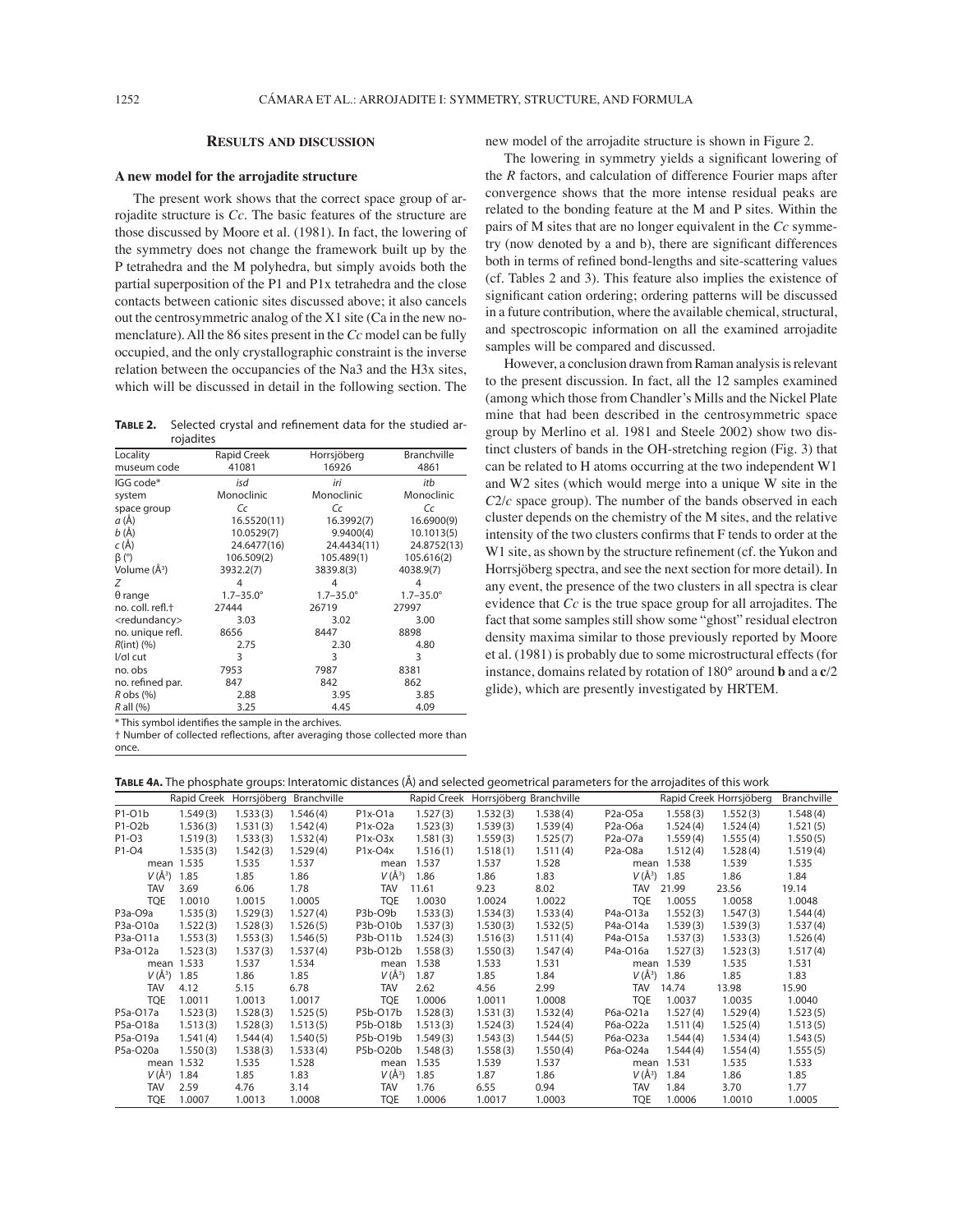## RESULTS AND DISCUSSION

### A new model for the arrojadite structure

The present work shows that the correct space group of arrojadite structure is *Cc*. The basic features of the structure are those discussed by Moore et al. (1981). In fact, the lowering of the symmetry does not change the framework built up by the P tetrahedra and the M polyhedra, but simply avoids both the partial superposition of the P1 and P1x tetrahedra and the close contacts between cationic sites discussed above; it also cancels out the centrosymmetric analog of the X1 site (Ca in the new nomenclature). All the 86 sites present in the *Cc* model can be fully occupied, and the only crystallographic constraint is the inverse relation between the occupancies of the Na3 and the H3x sites, which will be discussed in detail in the following section. The new model of the arrojadite structure is shown in Figure 2.

**TABLE 2.** Selected crystal and refinement data for the studied arrojadites

| Locality | Rapid Creek | Horrsjöberg | Branchville |
|---|---|---|---|
| museum code | 41081 | 16926 | 4861 |
| IGG code* | *isd* | *iri* | *itb* |
| system | Monoclinic | Monoclinic | Monoclinic |
| space group | *Cc* | *Cc* | *Cc* |
| *a* (Å) | 16.5520(11) | 16.3992(7) | 16.6900(9) |
| *b* (Å) | 10.0529(7) | 9.9400(4) | 10.1013(5) |
| *c* (Å) | 24.6477(16) | 24.4434(11) | 24.8752(13) |
| β (°) | 106.509(2) | 105.489(1) | 105.616(2) |
| Volume (Å$^3$) | 3932.2(7) | 3839.8(3) | 4038.9(7) |
| *Z* | 4 | 4 | 4 |
| θ range | 1.7–35.0° | 1.7–35.0° | 1.7–35.0° |
| no. coll. refl.† | 27444 | 26719 | 27997 |
| <redundancy> | 3.03 | 3.02 | 3.00 |
| no. unique refl. | 8656 | 8447 | 8898 |
| *R*(int) (%) | 2.75 | 2.30 | 4.80 |
| I/σI cut | 3 | 3 | 3 |
| no. obs | 7953 | 7987 | 8381 |
| no. refined par. | 847 | 842 | 862 |
| *R* obs (%) | 2.88 | 3.95 | 3.85 |
| *R* all (%) | 3.25 | 4.45 | 4.09 |

\* This symbol identifies the sample in the archives.
† Number of collected reflections, after averaging those collected more than once.

The lowering in symmetry yields a significant lowering of the *R* factors, and calculation of difference Fourier maps after convergence shows that the more intense residual peaks are related to the bonding feature at the M and P sites. Within the pairs of M sites that are no longer equivalent in the *Cc* symmetry (now denoted by a and b), there are significant differences both in terms of refined bond-lengths and site-scattering values (cf. Tables 2 and 3). This feature also implies the existence of significant cation ordering; ordering patterns will be discussed in a future contribution, where the available chemical, structural, and spectroscopic information on all the examined arrojadite samples will be compared and discussed.

However, a conclusion drawn from Raman analysis is relevant to the present discussion. In fact, all the 12 samples examined (among which those from Chandler's Mills and the Nickel Plate mine that had been described in the centrosymmetric space group by Merlino et al. 1981 and Steele 2002) show two distinct clusters of bands in the OH-stretching region (Fig. 3) that can be related to H atoms occurring at the two independent W1 and W2 sites (which would merge into a unique W site in the *C*2/*c* space group). The number of the bands observed in each cluster depends on the chemistry of the M sites, and the relative intensity of the two clusters confirms that F tends to order at the W1 site, as shown by the structure refinement (cf. the Yukon and Horrsjöberg spectra, and see the next section for more detail). In any event, the presence of the two clusters in all spectra is clear evidence that *Cc* is the true space group for all arrojadites. The fact that some samples still show some "ghost" residual electron density maxima similar to those previously reported by Moore et al. (1981) is probably due to some microstructural effects (for instance, domains related by rotation of 180° around **b** and a **c**/2 glide), which are presently investigated by HRTEM.

**TABLE 4A.** The phosphate groups: Interatomic distances (Å) and selected geometrical parameters for the arrojadites of this work

| | Rapid Creek | Horrsjöberg | Branchville | | Rapid Creek | Horrsjöberg | Branchville | | Rapid Creek | Horrsjöberg | Branchville |
|---|---|---|---|---|---|---|---|---|---|---|---|
| P1-O1b | 1.549(3) | 1.533(3) | 1.546(4) | P1x-O1a | 1.527(3) | 1.532(3) | 1.538(4) | P2a-O5a | 1.558(3) | 1.552(3) | 1.548(4) |
| P1-O2b | 1.536(3) | 1.531(3) | 1.542(4) | P1x-O2a | 1.523(3) | 1.539(3) | 1.539(4) | P2a-O6a | 1.524(4) | 1.524(4) | 1.521(5) |
| P1-O3 | 1.519(3) | 1.533(3) | 1.532(4) | P1x-O3x | 1.581(3) | 1.559(3) | 1.525(7) | P2a-O7a | 1.559(4) | 1.555(4) | 1.550(5) |
| P1-O4 | 1.535(3) | 1.542(3) | 1.529(4) | P1x-O4x | 1.516(1) | 1.518(1) | 1.511(4) | P2a-O8a | 1.512(4) | 1.528(4) | 1.519(4) |
| mean | 1.535 | 1.535 | 1.537 | mean | 1.537 | 1.537 | 1.528 | mean | 1.538 | 1.539 | 1.535 |
| *V* (Å$^3$) | 1.85 | 1.85 | 1.86 | *V* (Å$^3$) | 1.86 | 1.86 | 1.83 | *V* (Å$^3$) | 1.85 | 1.86 | 1.84 |
| TAV | 3.69 | 6.06 | 1.78 | TAV | 11.61 | 9.23 | 8.02 | TAV | 21.99 | 23.56 | 19.14 |
| TQE | 1.0010 | 1.0015 | 1.0005 | TQE | 1.0030 | 1.0024 | 1.0022 | TQE | 1.0055 | 1.0058 | 1.0048 |
| P3a-O9a | 1.535(3) | 1.529(3) | 1.527(4) | P3b-O9b | 1.533(3) | 1.534(3) | 1.533(4) | P4a-O13a | 1.552(3) | 1.547(3) | 1.544(4) |
| P3a-O10a | 1.522(3) | 1.528(3) | 1.526(5) | P3b-O10b | 1.537(3) | 1.530(3) | 1.532(5) | P4a-O14a | 1.539(3) | 1.539(3) | 1.537(4) |
| P3a-O11a | 1.553(3) | 1.553(3) | 1.546(5) | P3b-O11b | 1.524(3) | 1.516(3) | 1.511(4) | P4a-O15a | 1.537(3) | 1.533(3) | 1.526(4) |
| P3a-O12a | 1.523(3) | 1.537(3) | 1.537(4) | P3b-O12b | 1.558(3) | 1.550(3) | 1.547(4) | P4a-O16a | 1.527(3) | 1.523(3) | 1.517(4) |
| mean | 1.533 | 1.537 | 1.534 | mean | 1.538 | 1.533 | 1.531 | mean | 1.539 | 1.535 | 1.531 |
| *V* (Å$^3$) | 1.85 | 1.86 | 1.85 | *V* (Å$^3$) | 1.87 | 1.85 | 1.84 | *V* (Å$^3$) | 1.86 | 1.85 | 1.83 |
| TAV | 4.12 | 5.15 | 6.78 | TAV | 2.62 | 4.56 | 2.99 | TAV | 14.74 | 13.98 | 15.90 |
| TQE | 1.0011 | 1.0013 | 1.0017 | TQE | 1.0006 | 1.0011 | 1.0008 | TQE | 1.0037 | 1.0035 | 1.0040 |
| P5a-O17a | 1.523(3) | 1.528(3) | 1.525(5) | P5b-O17b | 1.528(3) | 1.531(3) | 1.532(4) | P6a-O21a | 1.527(4) | 1.529(4) | 1.523(5) |
| P5a-O18a | 1.513(3) | 1.528(3) | 1.513(5) | P5b-O18b | 1.513(3) | 1.524(3) | 1.524(4) | P6a-O22a | 1.511(4) | 1.525(4) | 1.513(5) |
| P5a-O19a | 1.541(4) | 1.544(4) | 1.540(5) | P5b-O19b | 1.549(3) | 1.543(3) | 1.544(5) | P6a-O23a | 1.544(4) | 1.534(4) | 1.543(5) |
| P5a-O20a | 1.550(3) | 1.538(3) | 1.533(4) | P5b-O20b | 1.548(3) | 1.558(3) | 1.550(4) | P6a-O24a | 1.544(4) | 1.554(4) | 1.555(5) |
| mean | 1.532 | 1.535 | 1.528 | mean | 1.535 | 1.539 | 1.537 | mean | 1.531 | 1.535 | 1.533 |
| *V* (Å$^3$) | 1.84 | 1.85 | 1.83 | *V* (Å$^3$) | 1.85 | 1.87 | 1.86 | *V* (Å$^3$) | 1.84 | 1.86 | 1.85 |
| TAV | 2.59 | 4.76 | 3.14 | TAV | 1.76 | 6.55 | 0.94 | TAV | 1.84 | 3.70 | 1.77 |
| TQE | 1.0007 | 1.0013 | 1.0008 | TQE | 1.0006 | 1.0017 | 1.0003 | TQE | 1.0006 | 1.0010 | 1.0005 |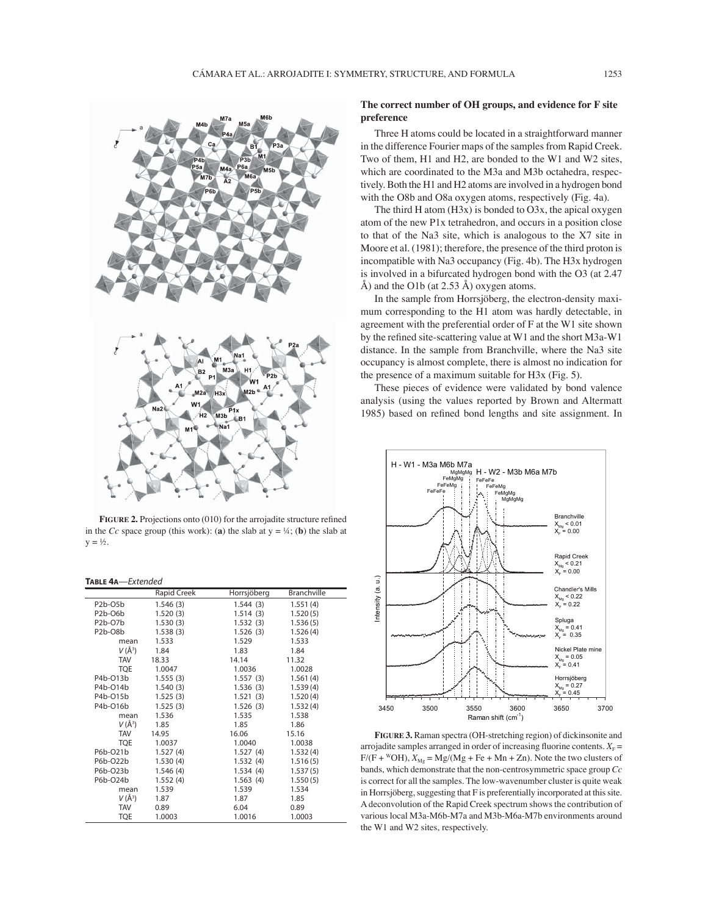**FIGURE 2.** Projections onto (010) for the arrojadite structure refined in the *Cc* space group (this work): (**a**) the slab at y = ¼; (**b**) the slab at y = ½.

**TABLE 4A**—*Extended*

| | Rapid Creek | Horrsjöberg | Branchville |
|---|---|---|---|
| P2b-O5b | 1.546 (3) | 1.544 (3) | 1.551 (4) |
| P2b-O6b | 1.520 (3) | 1.514 (3) | 1.520 (5) |
| P2b-O7b | 1.530 (3) | 1.532 (3) | 1.536 (5) |
| P2b-O8b | 1.538 (3) | 1.526 (3) | 1.526 (4) |
| mean | 1.533 | 1.529 | 1.533 |
| $V$ (Å$^3$) | 1.84 | 1.83 | 1.84 |
| TAV | 18.33 | 14.14 | 11.32 |
| TQE | 1.0047 | 1.0036 | 1.0028 |
| P4b-O13b | 1.555 (3) | 1.557 (3) | 1.561 (4) |
| P4b-O14b | 1.540 (3) | 1.536 (3) | 1.539 (4) |
| P4b-O15b | 1.525 (3) | 1.521 (3) | 1.520 (4) |
| P4b-O16b | 1.525 (3) | 1.526 (3) | 1.532 (4) |
| mean | 1.536 | 1.535 | 1.538 |
| $V$ (Å$^3$) | 1.85 | 1.85 | 1.86 |
| TAV | 14.95 | 16.06 | 15.16 |
| TQE | 1.0037 | 1.0040 | 1.0038 |
| P6b-O21b | 1.527 (4) | 1.527 (4) | 1.532 (4) |
| P6b-O22b | 1.530 (4) | 1.532 (4) | 1.516 (5) |
| P6b-O23b | 1.546 (4) | 1.534 (4) | 1.537 (5) |
| P6b-O24b | 1.552 (4) | 1.563 (4) | 1.550 (5) |
| mean | 1.539 | 1.539 | 1.534 |
| $V$ (Å$^3$) | 1.87 | 1.87 | 1.85 |
| TAV | 0.89 | 6.04 | 0.89 |
| TQE | 1.0003 | 1.0016 | 1.0003 |

## The correct number of OH groups, and evidence for F site preference

Three H atoms could be located in a straightforward manner in the difference Fourier maps of the samples from Rapid Creek. Two of them, H1 and H2, are bonded to the W1 and W2 sites, which are coordinated to the M3a and M3b octahedra, respectively. Both the H1 and H2 atoms are involved in a hydrogen bond with the O8b and O8a oxygen atoms, respectively (Fig. 4a).

The third H atom (H3x) is bonded to O3x, the apical oxygen atom of the new P1x tetrahedron, and occurs in a position close to that of the Na3 site, which is analogous to the X7 site in Moore et al. (1981); therefore, the presence of the third proton is incompatible with Na3 occupancy (Fig. 4b). The H3x hydrogen is involved in a bifurcated hydrogen bond with the O3 (at 2.47 Å) and the O1b (at 2.53 Å) oxygen atoms.

In the sample from Horrsjöberg, the electron-density maximum corresponding to the H1 atom was hardly detectable, in agreement with the preferential order of F at the W1 site shown by the refined site-scattering value at W1 and the short M3a-W1 distance. In the sample from Branchville, where the Na3 site occupancy is almost complete, there is almost no indication for the presence of a maximum suitable for H3x (Fig. 5).

These pieces of evidence were validated by bond valence analysis (using the values reported by Brown and Altermatt 1985) based on refined bond lengths and site assignment. In

**FIGURE 3.** Raman spectra (OH-stretching region) of dickinsonite and arrojadite samples arranged in order of increasing fluorine contents. $X_F$ = F/(F + $^{W}$OH), $X_{Mg}$ = Mg/(Mg + Fe + Mn + Zn). Note the two clusters of bands, which demonstrate that the non-centrosymmetric space group *Cc* is correct for all the samples. The low-wavenumber cluster is quite weak in Horrsjöberg, suggesting that F is preferentially incorporated at this site. A deconvolution of the Rapid Creek spectrum shows the contribution of various local M3a-M6b-M7a and M3b-M6a-M7b environments around the W1 and W2 sites, respectively.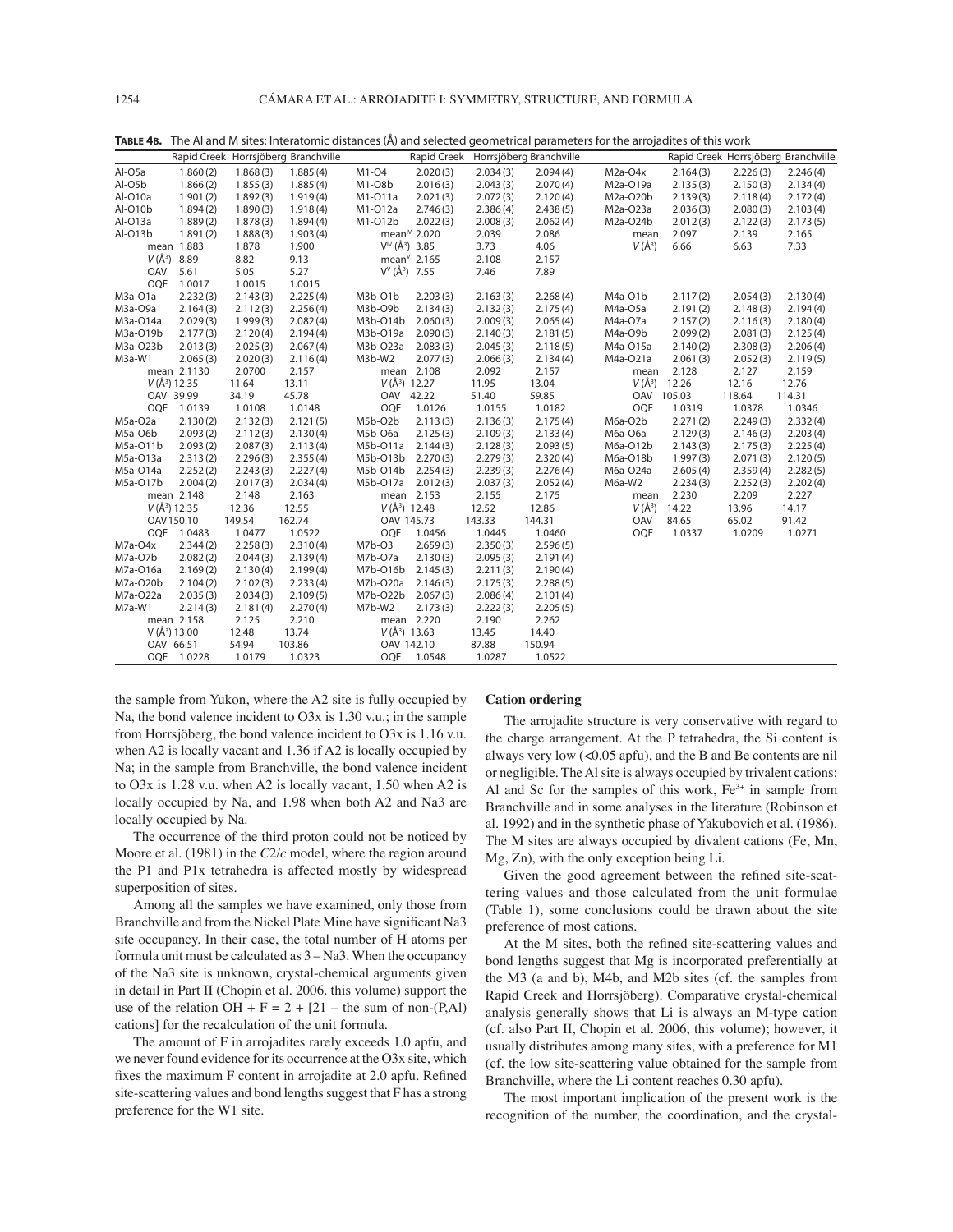**TABLE 4B.** The Al and M sites: Interatomic distances (Å) and selected geometrical parameters for the arrojadites of this work

| | Rapid Creek | Horrsjöberg | Branchville | | Rapid Creek | Horrsjöberg | Branchville | | Rapid Creek | Horrsjöberg | Branchville |
|---|---|---|---|---|---|---|---|---|---|---|---|
| Al-O5a | 1.860(2) | 1.868(3) | 1.885(4) | M1-O4 | 2.020(3) | 2.034(3) | 2.094(4) | M2a-O4x | 2.164(3) | 2.226(3) | 2.246(4) |
| Al-O5b | 1.866(2) | 1.855(3) | 1.885(4) | M1-O8b | 2.016(3) | 2.043(3) | 2.070(4) | M2a-O19a | 2.135(3) | 2.150(3) | 2.134(4) |
| Al-O10a | 1.901(2) | 1.892(3) | 1.919(4) | M1-O11a | 2.021(3) | 2.072(3) | 2.120(4) | M2a-O20b | 2.139(3) | 2.118(4) | 2.172(4) |
| Al-O10b | 1.894(2) | 1.890(3) | 1.918(4) | M1-O12a | 2.746(3) | 2.386(4) | 2.438(5) | M2a-O23a | 2.036(3) | 2.080(3) | 2.103(4) |
| Al-O13a | 1.889(2) | 1.878(3) | 1.894(4) | M1-O12b | 2.022(3) | 2.008(3) | 2.062(4) | M2a-O24b | 2.012(3) | 2.122(3) | 2.173(5) |
| Al-O13b | 1.891(2) | 1.888(3) | 1.903(4) | mean$^{IV}$ | 2.020 | 2.039 | 2.086 | mean | 2.097 | 2.139 | 2.165 |
| mean | 1.883 | 1.878 | 1.900 | $V^{IV}$ (Å$^3$) | 3.85 | 3.73 | 4.06 | $V$ (Å$^3$) | 6.66 | 6.63 | 7.33 |
| $V$ (Å$^3$) | 8.89 | 8.82 | 9.13 | mean$^{V}$ | 2.165 | 2.108 | 2.157 | | | | |
| OAV | 5.61 | 5.05 | 5.27 | $V^{V}$ (Å$^3$) | 7.55 | 7.46 | 7.89 | | | | |
| OQE | 1.0017 | 1.0015 | 1.0015 | | | | | | | | |
| M3a-O1a | 2.232(3) | 2.143(3) | 2.225(4) | M3b-O1b | 2.203(3) | 2.163(3) | 2.268(4) | M4a-O1b | 2.117(2) | 2.054(3) | 2.130(4) |
| M3a-O9a | 2.164(3) | 2.112(3) | 2.256(4) | M3b-O9b | 2.134(3) | 2.132(3) | 2.175(4) | M4a-O5a | 2.191(2) | 2.148(3) | 2.194(4) |
| M3a-O14a | 2.029(3) | 1.999(3) | 2.082(4) | M3b-O14b | 2.060(3) | 2.009(3) | 2.065(4) | M4a-O7a | 2.157(2) | 2.116(3) | 2.180(4) |
| M3a-O19b | 2.177(3) | 2.120(4) | 2.194(4) | M3b-O19a | 2.090(3) | 2.140(3) | 2.181(5) | M4a-O9b | 2.099(2) | 2.081(3) | 2.125(4) |
| M3a-O23b | 2.013(3) | 2.025(3) | 2.067(4) | M3b-O23a | 2.083(3) | 2.045(3) | 2.118(5) | M4a-O15a | 2.140(2) | 2.308(3) | 2.206(4) |
| M3a-W1 | 2.065(3) | 2.020(3) | 2.116(4) | M3b-W2 | 2.077(3) | 2.066(3) | 2.134(4) | M4a-O21a | 2.061(3) | 2.052(3) | 2.119(5) |
| mean | 2.1130 | 2.0700 | 2.157 | mean | 2.108 | 2.092 | 2.157 | mean | 2.128 | 2.127 | 2.159 |
| $V$ (Å$^3$) | 12.35 | 11.64 | 13.11 | $V$ (Å$^3$) | 12.27 | 11.95 | 13.04 | $V$ (Å$^3$) | 12.26 | 12.16 | 12.76 |
| OAV | 39.99 | 34.19 | 45.78 | OAV | 42.22 | 51.40 | 59.85 | OAV | 105.03 | 118.64 | 114.31 |
| OQE | 1.0139 | 1.0108 | 1.0148 | OQE | 1.0126 | 1.0155 | 1.0182 | OQE | 1.0319 | 1.0378 | 1.0346 |
| M5a-O2a | 2.130(2) | 2.132(3) | 2.121(5) | M5b-O2b | 2.113(3) | 2.136(3) | 2.175(4) | M6a-O2b | 2.271(2) | 2.249(3) | 2.332(4) |
| M5a-O6b | 2.093(2) | 2.112(3) | 2.130(4) | M5b-O6a | 2.125(3) | 2.109(3) | 2.133(4) | M6a-O6a | 2.129(3) | 2.146(3) | 2.203(4) |
| M5a-O11b | 2.093(2) | 2.087(3) | 2.113(4) | M5b-O11a | 2.144(3) | 2.128(3) | 2.093(5) | M6a-O12b | 2.143(3) | 2.175(3) | 2.225(4) |
| M5a-O13a | 2.313(2) | 2.296(3) | 2.355(4) | M5b-O13b | 2.270(3) | 2.279(3) | 2.320(4) | M6a-O18b | 1.997(3) | 2.071(3) | 2.120(5) |
| M5a-O14a | 2.252(2) | 2.243(3) | 2.227(4) | M5b-O14b | 2.254(3) | 2.239(3) | 2.276(4) | M6a-O24a | 2.605(4) | 2.359(4) | 2.282(5) |
| M5a-O17b | 2.004(2) | 2.017(3) | 2.034(4) | M5b-O17a | 2.012(3) | 2.037(3) | 2.052(4) | M6a-W2 | 2.234(3) | 2.252(3) | 2.202(4) |
| mean | 2.148 | 2.148 | 2.163 | mean | 2.153 | 2.155 | 2.175 | mean | 2.230 | 2.209 | 2.227 |
| $V$ (Å$^3$) | 12.35 | 12.36 | 12.55 | $V$ (Å$^3$) | 12.48 | 12.52 | 12.86 | $V$ (Å$^3$) | 14.22 | 13.96 | 14.17 |
| OAV | 150.10 | 149.54 | 162.74 | OAV | 145.73 | 143.33 | 144.31 | OAV | 84.65 | 65.02 | 91.42 |
| OQE | 1.0483 | 1.0477 | 1.0522 | OQE | 1.0456 | 1.0445 | 1.0460 | OQE | 1.0337 | 1.0209 | 1.0271 |
| M7a-O4x | 2.344(2) | 2.258(3) | 2.310(4) | M7b-O3 | 2.659(3) | 2.350(3) | 2.596(5) | | | | |
| M7a-O7b | 2.082(2) | 2.044(3) | 2.139(4) | M7b-O7a | 2.130(3) | 2.095(3) | 2.191(4) | | | | |
| M7a-O16a | 2.169(2) | 2.130(4) | 2.199(4) | M7b-O16b | 2.145(3) | 2.211(3) | 2.190(4) | | | | |
| M7a-O20b | 2.104(2) | 2.102(3) | 2.233(4) | M7b-O20a | 2.146(3) | 2.175(3) | 2.288(5) | | | | |
| M7a-O22a | 2.035(3) | 2.034(3) | 2.109(5) | M7b-O22b | 2.067(3) | 2.086(4) | 2.101(4) | | | | |
| M7a-W1 | 2.214(3) | 2.181(4) | 2.270(4) | M7b-W2 | 2.173(3) | 2.222(3) | 2.205(5) | | | | |
| mean | 2.158 | 2.125 | 2.210 | mean | 2.220 | 2.190 | 2.262 | | | | |
| $V$ (Å$^3$) | 13.00 | 12.48 | 13.74 | $V$ (Å$^3$) | 13.63 | 13.45 | 14.40 | | | | |
| OAV | 66.51 | 54.94 | 103.86 | OAV | 142.10 | 87.88 | 150.94 | | | | |
| OQE | 1.0228 | 1.0179 | 1.0323 | OQE | 1.0548 | 1.0287 | 1.0522 | | | | |

the sample from Yukon, where the A2 site is fully occupied by Na, the bond valence incident to O3x is 1.30 v.u.; in the sample from Horrsjöberg, the bond valence incident to O3x is 1.16 v.u. when A2 is locally vacant and 1.36 if A2 is locally occupied by Na; in the sample from Branchville, the bond valence incident to O3x is 1.28 v.u. when A2 is locally vacant, 1.50 when A2 is locally occupied by Na, and 1.98 when both A2 and Na3 are locally occupied by Na.

The occurrence of the third proton could not be noticed by Moore et al. (1981) in the *C*2/*c* model, where the region around the P1 and P1x tetrahedra is affected mostly by widespread superposition of sites.

Among all the samples we have examined, only those from Branchville and from the Nickel Plate Mine have significant Na3 site occupancy. In their case, the total number of H atoms per formula unit must be calculated as 3 – Na3. When the occupancy of the Na3 site is unknown, crystal-chemical arguments given in detail in Part II (Chopin et al. 2006. this volume) support the use of the relation OH + F = 2 + [21 – the sum of non-(P,Al) cations] for the recalculation of the unit formula.

The amount of F in arrojadites rarely exceeds 1.0 apfu, and we never found evidence for its occurrence at the O3x site, which fixes the maximum F content in arrojadite at 2.0 apfu. Refined site-scattering values and bond lengths suggest that F has a strong preference for the W1 site.

### Cation ordering

The arrojadite structure is very conservative with regard to the charge arrangement. At the P tetrahedra, the Si content is always very low (<0.05 apfu), and the B and Be contents are nil or negligible. The Al site is always occupied by trivalent cations: Al and Sc for the samples of this work, $Fe^{3+}$ in sample from Branchville and in some analyses in the literature (Robinson et al. 1992) and in the synthetic phase of Yakubovich et al. (1986). The M sites are always occupied by divalent cations (Fe, Mn, Mg, Zn), with the only exception being Li.

Given the good agreement between the refined site-scattering values and those calculated from the unit formulae (Table 1), some conclusions could be drawn about the site preference of most cations.

At the M sites, both the refined site-scattering values and bond lengths suggest that Mg is incorporated preferentially at the M3 (a and b), M4b, and M2b sites (cf. the samples from Rapid Creek and Horrsjöberg). Comparative crystal-chemical analysis generally shows that Li is always an M-type cation (cf. also Part II, Chopin et al. 2006, this volume); however, it usually distributes among many sites, with a preference for M1 (cf. the low site-scattering value obtained for the sample from Branchville, where the Li content reaches 0.30 apfu).

The most important implication of the present work is the recognition of the number, the coordination, and the crystal-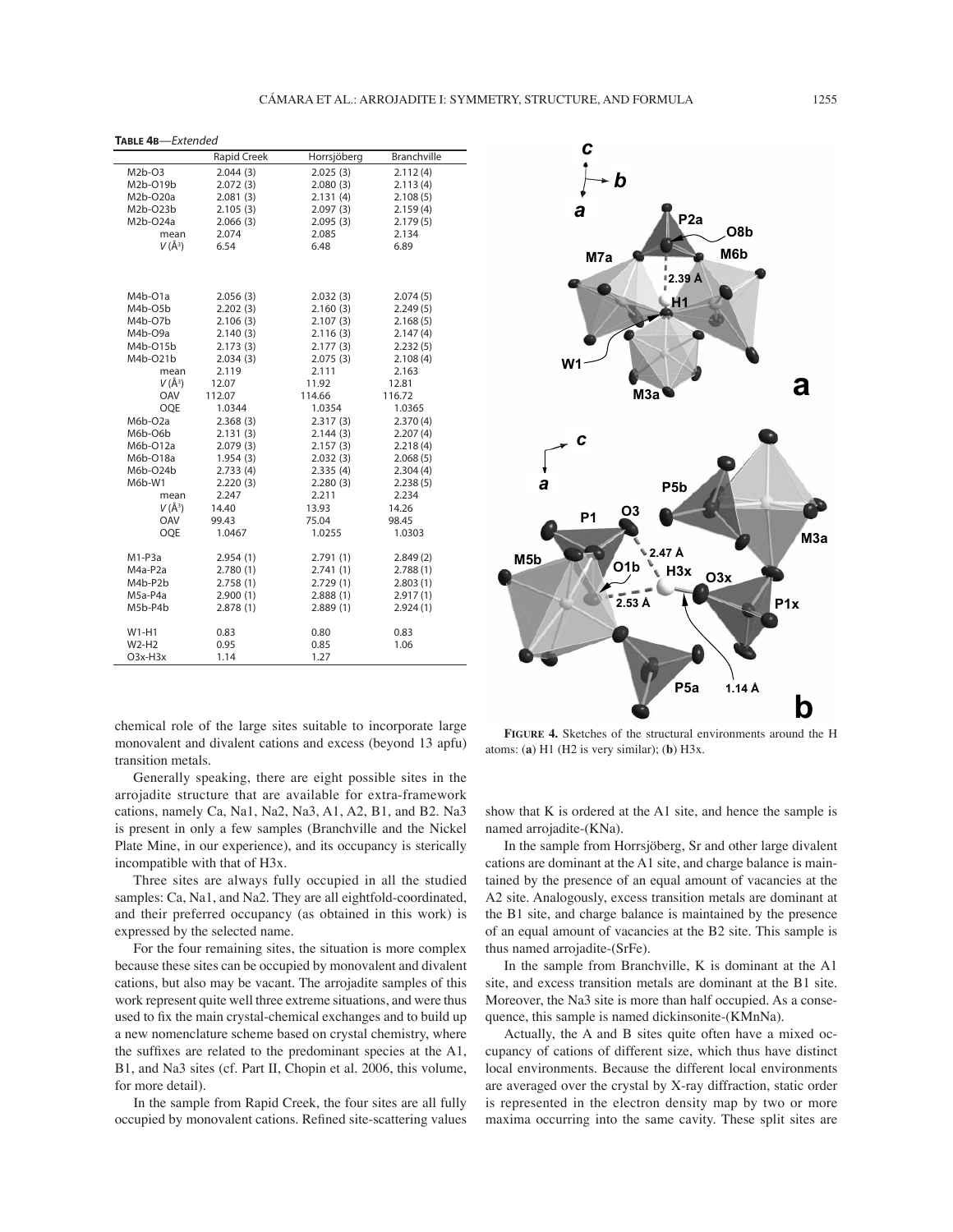**TABLE 4B**—*Extended*

| | Rapid Creek | Horrsjöberg | Branchville |
|---|---|---|---|
| M2b-O3 | 2.044 (3) | 2.025 (3) | 2.112 (4) |
| M2b-O19b | 2.072 (3) | 2.080 (3) | 2.113 (4) |
| M2b-O20a | 2.081 (3) | 2.131 (4) | 2.108 (5) |
| M2b-O23b | 2.105 (3) | 2.097 (3) | 2.159 (4) |
| M2b-O24a | 2.066 (3) | 2.095 (3) | 2.179 (5) |
| mean | 2.074 | 2.085 | 2.134 |
| $V$ (Å$^3$) | 6.54 | 6.48 | 6.89 |
| | | | |
| M4b-O1a | 2.056 (3) | 2.032 (3) | 2.074 (5) |
| M4b-O5b | 2.202 (3) | 2.160 (3) | 2.249 (5) |
| M4b-O7b | 2.106 (3) | 2.107 (3) | 2.168 (5) |
| M4b-O9a | 2.140 (3) | 2.116 (3) | 2.147 (4) |
| M4b-O15b | 2.173 (3) | 2.177 (3) | 2.232 (5) |
| M4b-O21b | 2.034 (3) | 2.075 (3) | 2.108 (4) |
| mean | 2.119 | 2.111 | 2.163 |
| $V$ (Å$^3$) | 12.07 | 11.92 | 12.81 |
| OAV | 112.07 | 114.66 | 116.72 |
| OQE | 1.0344 | 1.0354 | 1.0365 |
| M6b-O2a | 2.368 (3) | 2.317 (3) | 2.370 (4) |
| M6b-O6b | 2.131 (3) | 2.144 (3) | 2.207 (4) |
| M6b-O12a | 2.079 (3) | 2.157 (3) | 2.218 (4) |
| M6b-O18a | 1.954 (3) | 2.032 (3) | 2.068 (5) |
| M6b-O24b | 2.733 (4) | 2.335 (4) | 2.304 (4) |
| M6b-W1 | 2.220 (3) | 2.280 (3) | 2.238 (5) |
| mean | 2.247 | 2.211 | 2.234 |
| $V$ (Å$^3$) | 14.40 | 13.93 | 14.26 |
| OAV | 99.43 | 75.04 | 98.45 |
| OQE | 1.0467 | 1.0255 | 1.0303 |
| | | | |
| M1-P3a | 2.954 (1) | 2.791 (1) | 2.849 (2) |
| M4a-P2a | 2.780 (1) | 2.741 (1) | 2.788 (1) |
| M4b-P2b | 2.758 (1) | 2.729 (1) | 2.803 (1) |
| M5a-P4a | 2.900 (1) | 2.888 (1) | 2.917 (1) |
| M5b-P4b | 2.878 (1) | 2.889 (1) | 2.924 (1) |
| | | | |
| W1-H1 | 0.83 | 0.80 | 0.83 |
| W2-H2 | 0.95 | 0.85 | 1.06 |
| O3x-H3x | 1.14 | 1.27 | |

chemical role of the large sites suitable to incorporate large monovalent and divalent cations and excess (beyond 13 apfu) transition metals.

Generally speaking, there are eight possible sites in the arrojadite structure that are available for extra-framework cations, namely Ca, Na1, Na2, Na3, A1, A2, B1, and B2. Na3 is present in only a few samples (Branchville and the Nickel Plate Mine, in our experience), and its occupancy is sterically incompatible with that of H3x.

Three sites are always fully occupied in all the studied samples: Ca, Na1, and Na2. They are all eightfold-coordinated, and their preferred occupancy (as obtained in this work) is expressed by the selected name.

For the four remaining sites, the situation is more complex because these sites can be occupied by monovalent and divalent cations, but also may be vacant. The arrojadite samples of this work represent quite well three extreme situations, and were thus used to fix the main crystal-chemical exchanges and to build up a new nomenclature scheme based on crystal chemistry, where the suffixes are related to the predominant species at the A1, B1, and Na3 sites (cf. Part II, Chopin et al. 2006, this volume, for more detail).

In the sample from Rapid Creek, the four sites are all fully occupied by monovalent cations. Refined site-scattering values show that K is ordered at the A1 site, and hence the sample is named arrojadite-(KNa).

In the sample from Horrsjöberg, Sr and other large divalent cations are dominant at the A1 site, and charge balance is maintained by the presence of an equal amount of vacancies at the A2 site. Analogously, excess transition metals are dominant at the B1 site, and charge balance is maintained by the presence of an equal amount of vacancies at the B2 site. This sample is thus named arrojadite-(SrFe).

In the sample from Branchville, K is dominant at the A1 site, and excess transition metals are dominant at the B1 site. Moreover, the Na3 site is more than half occupied. As a consequence, this sample is named dickinsonite-(KMnNa).

Actually, the A and B sites quite often have a mixed occupancy of cations of different size, which thus have distinct local environments. Because the different local environments are averaged over the crystal by X-ray diffraction, static order is represented in the electron density map by two or more maxima occurring into the same cavity. These split sites are

**FIGURE 4.** Sketches of the structural environments around the H atoms: (**a**) H1 (H2 is very similar); (**b**) H3x.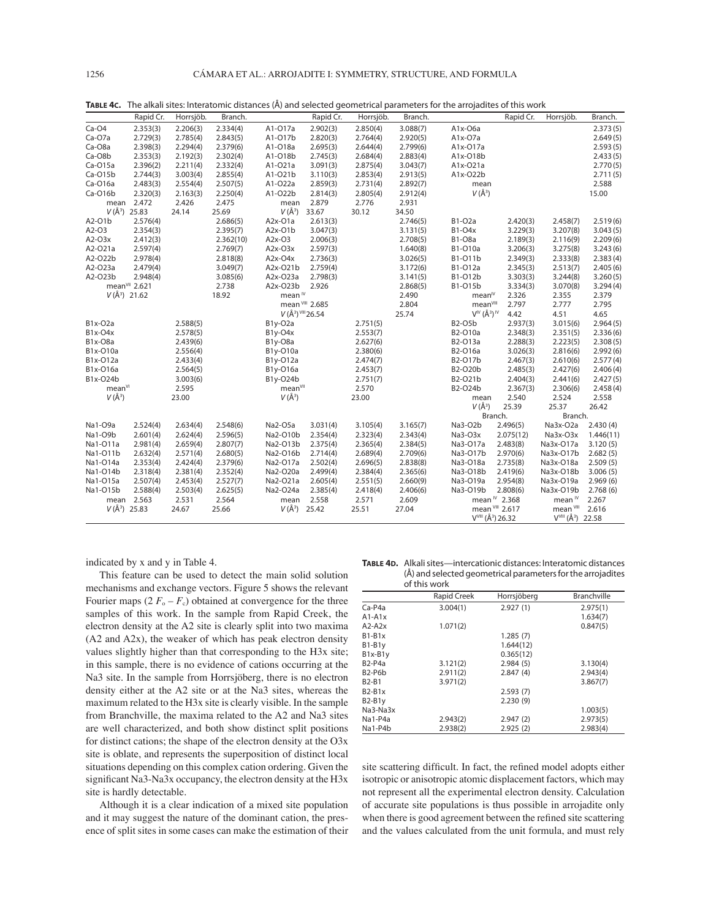**TABLE 4C.** The alkali sites: Interatomic distances (Å) and selected geometrical parameters for the arrojadites of this work

| | Rapid Cr. | Horrsjöb. | Branch. | | Rapid Cr. | Horrsjöb. | Branch. | | Rapid Cr. | Horrsjöb. | Branch. |
|---|---|---|---|---|---|---|---|---|---|---|---|
| Ca-O4 | 2.353(3) | 2.206(3) | 2.334(4) | A1-O17a | 2.902(3) | 2.850(4) | 3.088(7) | A1x-O6a | | | 2.373(5) |
| Ca-O7a | 2.729(3) | 2.785(4) | 2.843(5) | A1-O17b | 2.820(3) | 2.764(4) | 2.920(5) | A1x-O7a | | | 2.649(5) |
| Ca-O8a | 2.398(3) | 2.294(4) | 2.379(6) | A1-O18a | 2.695(3) | 2.644(4) | 2.799(6) | A1x-O17a | | | 2.593(5) |
| Ca-O8b | 2.353(3) | 2.192(3) | 2.302(4) | A1-O18b | 2.745(3) | 2.684(4) | 2.883(4) | A1x-O18b | | | 2.433(5) |
| Ca-O15a | 2.396(2) | 2.211(4) | 2.332(4) | A1-O21a | 3.091(3) | 2.875(4) | 3.043(7) | A1x-O21a | | | 2.770(5) |
| Ca-O15b | 2.744(3) | 3.003(4) | 2.855(4) | A1-O21b | 3.110(3) | 2.853(4) | 2.913(5) | A1x-O22b | | | 2.711(5) |
| Ca-O16a | 2.483(3) | 2.554(4) | 2.507(5) | A1-O22a | 2.859(3) | 2.731(4) | 2.892(7) | mean | | | 2.588 |
| Ca-O16b | 2.320(3) | 2.163(3) | 2.250(4) | A1-O22b | 2.814(3) | 2.805(4) | 2.912(4) | V (Å$^3$) | | | 15.00 |
| mean | 2.472 | 2.426 | 2.475 | mean | 2.879 | 2.776 | 2.931 | | | | |
| V (Å$^3$) | 25.83 | 24.14 | 25.69 | V (Å$^3$) | 33.67 | 30.12 | 34.50 | | | | |
| A2-O1b | 2.576(4) | | 2.686(5) | A2x-O1a | 2.613(3) | | 2.746(5) | B1-O2a | 2.420(3) | 2.458(7) | 2.519(6) |
| A2-O3 | 2.354(3) | | 2.395(7) | A2x-O1b | 3.047(3) | | 3.131(5) | B1-O4x | 3.229(3) | 3.207(8) | 3.043(5) |
| A2-O3x | 2.412(3) | | 2.362(10) | A2x-O3 | 2.006(3) | | 2.708(5) | B1-O8a | 2.189(3) | 2.116(9) | 2.209(6) |
| A2-O21a | 2.597(4) | | 2.769(7) | A2x-O3x | 2.597(3) | | 1.640(8) | B1-O10a | 3.206(3) | 3.275(8) | 3.243(6) |
| A2-O22b | 2.978(4) | | 2.818(8) | A2x-O4x | 2.736(3) | | 3.026(5) | B1-O11b | 2.349(3) | 2.333(8) | 2.383(4) |
| A2-O23a | 2.479(4) | | 3.049(7) | A2x-O21b | 2.759(4) | | 3.172(6) | B1-O12a | 2.345(3) | 2.513(7) | 2.405(6) |
| A2-O23b | 2.948(4) | | 3.085(6) | A2x-O23a | 2.798(3) | | 3.141(5) | B1-O12b | 3.303(3) | 3.244(8) | 3.260(5) |
| mean$^{VII}$ | 2.621 | | 2.738 | A2x-O23b | 2.926 | | 2.868(5) | B1-O15b | 3.334(3) | 3.070(8) | 3.294(4) |
| V (Å$^3$) | 21.62 | | 18.92 | mean$^{IV}$ | | | 2.490 | mean$^{IV}$ | 2.326 | 2.355 | 2.379 |
| | | | | mean$^{VIII}$ | 2.685 | | 2.804 | mean$^{VIII}$ | 2.797 | 2.777 | 2.795 |
| | | | | V (Å$^3$)$^{VIII}$ | 26.54 | | 25.74 | V$^{IV}$ (Å$^3$)$^{IV}$ | 4.42 | 4.51 | 4.65 |
| B1x-O2a | | 2.588(5) | | B1y-O2a | | 2.751(5) | | B2-O5b | 2.937(3) | 3.015(6) | 2.964(5) |
| B1x-O4x | | 2.578(5) | | B1y-O4x | | 2.553(7) | | B2-O10a | 2.348(3) | 2.351(5) | 2.336(6) |
| B1x-O8a | | 2.439(6) | | B1y-O8a | | 2.627(6) | | B2-O13a | 2.288(3) | 2.223(5) | 2.308(5) |
| B1x-O10a | | 2.556(4) | | B1y-O10a | | 2.380(6) | | B2-O16a | 3.026(3) | 2.816(6) | 2.992(6) |
| B1x-O12a | | 2.433(4) | | B1y-O12a | | 2.474(7) | | B2-O17b | 2.467(3) | 2.610(6) | 2.577(4) |
| B1x-O16a | | 2.564(5) | | B1y-O16a | | 2.453(7) | | B2-O20b | 2.485(3) | 2.427(6) | 2.406(4) |
| B1x-O24b | | 3.003(6) | | B1y-O24b | | 2.751(7) | | B2-O21b | 2.404(3) | 2.441(6) | 2.427(5) |
| mean$^{VI}$ | | 2.595 | | mean$^{VII}$ | | 2.570 | | B2-O24b | 2.367(3) | 2.306(6) | 2.458(4) |
| V (Å$^3$) | | 23.00 | | V (Å$^3$) | | 23.00 | | mean | 2.540 | 2.524 | 2.558 |
| | | | | | | | | V (Å$^3$) | 25.39 | 25.37 | 26.42 |
| | | | | | | | | Branch. | | Branch. | |
| Na1-O9a | 2.524(4) | 2.634(4) | 2.548(6) | Na2-O5a | 3.031(4) | 3.105(4) | 3.165(7) | Na3-O2b | 2.496(5) | Na3x-O2a | 2.430(4) |
| Na1-O9b | 2.601(4) | 2.624(4) | 2.596(5) | Na2-O10b | 2.354(4) | 2.323(4) | 2.343(4) | Na3-O3x | 2.075(12) | Na3x-O3x | 1.446(11) |
| Na1-O11a | 2.981(4) | 2.659(4) | 2.807(7) | Na2-O13b | 2.375(4) | 2.365(4) | 2.384(5) | Na3-O17a | 2.483(8) | Na3x-O17a | 3.120(5) |
| Na1-O11b | 2.632(4) | 2.571(4) | 2.680(5) | Na2-O16b | 2.714(4) | 2.689(4) | 2.709(6) | Na3-O17b | 2.970(6) | Na3x-O17b | 2.682(5) |
| Na1-O14a | 2.353(4) | 2.424(4) | 2.379(6) | Na2-O17a | 2.502(4) | 2.696(5) | 2.838(8) | Na3-O18a | 2.735(8) | Na3x-O18a | 2.509(5) |
| Na1-O14b | 2.318(4) | 2.381(4) | 2.352(4) | Na2-O20a | 2.499(4) | 2.384(4) | 2.365(6) | Na3-O18b | 2.419(6) | Na3x-O18b | 3.006(5) |
| Na1-O15a | 2.507(4) | 2.453(4) | 2.527(7) | Na2-O21a | 2.605(4) | 2.551(5) | 2.660(9) | Na3-O19a | 2.954(8) | Na3x-O19a | 2.969(6) |
| Na1-O15b | 2.588(4) | 2.503(4) | 2.625(5) | Na2-O24a | 2.385(4) | 2.418(4) | 2.406(6) | Na3-O19b | 2.808(6) | Na3x-O19b | 2.768(6) |
| mean | 2.563 | 2.531 | 2.564 | mean | 2.558 | 2.571 | 2.609 | mean$^{IV}$ | 2.368 | mean$^{IV}$ | 2.267 |
| V (Å$^3$) | 25.83 | 24.67 | 25.66 | V (Å$^3$) | 25.42 | 25.51 | 27.04 | mean$^{VIII}$ | 2.617 | mean$^{VIII}$ | 2.616 |
| | | | | | | | | V$^{VIII}$ (Å$^3$) | 26.32 | V$^{VIII}$ (Å$^3$) | 22.58 |

indicated by x and y in Table 4.

This feature can be used to detect the main solid solution mechanisms and exchange vectors. Figure 5 shows the relevant Fourier maps ($2\,F_o - F_c$) obtained at convergence for the three samples of this work. In the sample from Rapid Creek, the electron density at the A2 site is clearly split into two maxima (A2 and A2x), the weaker of which has peak electron density values slightly higher than that corresponding to the H3x site; in this sample, there is no evidence of cations occurring at the Na3 site. In the sample from Horrsjöberg, there is no electron density either at the A2 site or at the Na3 sites, whereas the maximum related to the H3x site is clearly visible. In the sample from Branchville, the maxima related to the A2 and Na3 sites are well characterized, and both show distinct split positions for distinct cations; the shape of the electron density at the O3x site is oblate, and represents the superposition of distinct local situations depending on this complex cation ordering. Given the significant Na3-Na3x occupancy, the electron density at the H3x site is hardly detectable.

Although it is a clear indication of a mixed site population and it may suggest the nature of the dominant cation, the presence of split sites in some cases can make the estimation of their site scattering difficult. In fact, the refined model adopts either isotropic or anisotropic atomic displacement factors, which may not represent all the experimental electron density. Calculation of accurate site populations is thus possible in arrojadite only when there is good agreement between the refined site scattering and the values calculated from the unit formula, and must rely

**TABLE 4D.** Alkali sites—intercationic distances: Interatomic distances (Å) and selected geometrical parameters for the arrojadites of this work

| | Rapid Creek | Horrsjöberg | Branchville |
|---|---|---|---|
| Ca-P4a | 3.004(1) | 2.927 (1) | 2.975(1) |
| A1-A1x | | | 1.634(7) |
| A2-A2x | 1.071(2) | | 0.847(5) |
| B1-B1x | | 1.285 (7) | |
| B1-B1y | | 1.644(12) | |
| B1x-B1y | | 0.365(12) | |
| B2-P4a | 3.121(2) | 2.984 (5) | 3.130(4) |
| B2-P6b | 2.911(2) | 2.847 (4) | 2.943(4) |
| B2-B1 | 3.971(2) | | 3.867(7) |
| B2-B1x | | 2.593 (7) | |
| B2-B1y | | 2.230 (9) | |
| Na3-Na3x | | | 1.003(5) |
| Na1-P4a | 2.943(2) | 2.947 (2) | 2.973(5) |
| Na1-P4b | 2.938(2) | 2.925 (2) | 2.983(4) |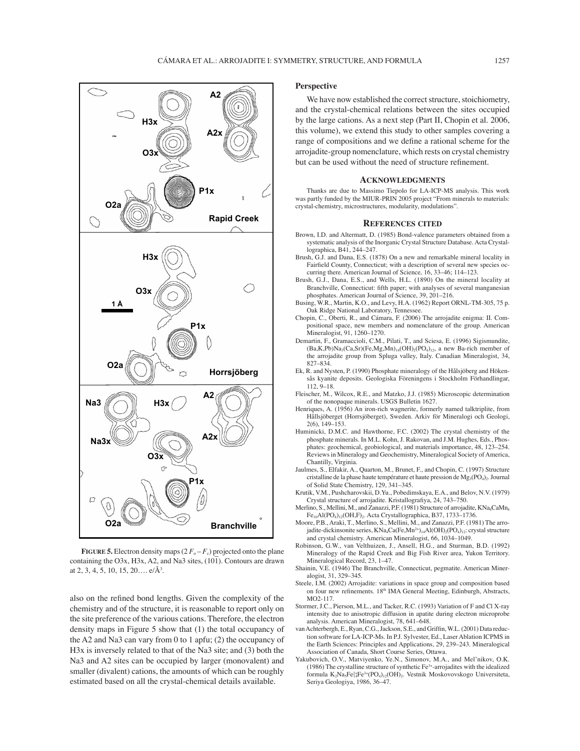**FIGURE 5.** Electron density maps ($2F_o - F_c$) projected onto the plane containing the O3x, H3x, A2, and Na3 sites, (101). Contours are drawn at 2, 3, 4, 5, 10, 15, 20…. e/Å$^3$.

also on the refined bond lengths. Given the complexity of the chemistry and of the structure, it is reasonable to report only on the site preference of the various cations. Therefore, the electron density maps in Figure 5 show that (1) the total occupancy of the A2 and Na3 can vary from 0 to 1 apfu; (2) the occupancy of H3x is inversely related to that of the Na3 site; and (3) both the Na3 and A2 sites can be occupied by larger (monovalent) and smaller (divalent) cations, the amounts of which can be roughly estimated based on all the crystal-chemical details available.

## Perspective

We have now established the correct structure, stoichiometry, and the crystal-chemical relations between the sites occupied by the large cations. As a next step (Part II, Chopin et al. 2006, this volume), we extend this study to other samples covering a range of compositions and we define a rational scheme for the arrojadite-group nomenclature, which rests on crystal chemistry but can be used without the need of structure refinement.

## Acknowledgments

Thanks are due to Massimo Tiepolo for LA-ICP-MS analysis. This work was partly funded by the MIUR-PRIN 2005 project "From minerals to materials: crystal-chemistry, microstructures, modularity, modulations".

## References cited

Brown, I.D. and Altermatt, D. (1985) Bond-valence parameters obtained from a systematic analysis of the Inorganic Crystal Structure Database. Acta Crystallographica, B41, 244–247.

Brush, G.J. and Dana, E.S. (1878) On a new and remarkable mineral locality in Fairfield County, Connecticut; with a description of several new species occurring there. American Journal of Science, 16, 33–46; 114–123.

Brush, G.J., Dana, E.S., and Wells, H.L. (1890) On the mineral locality at Branchville, Connecticut: fifth paper; with analyses of several manganesian phosphates. American Journal of Science, 39, 201–216.

Busing, W.R., Martin, K.O., and Levy, H.A. (1962) Report ORNL-TM-305, 75 p. Oak Ridge National Laboratory, Tennessee.

Chopin, C., Oberti, R., and Cámara, F. (2006) The arrojadite enigma: II. Compositional space, new members and nomenclature of the group. American Mineralogist, 91, 1260–1270.

Demartin, F., Gramaccioli, C.M., Pilati, T., and Sciesa, E. (1996) Sigismundite, $(Ba,K,Pb)Na_3(Ca,Sr)(Fe,Mg,Mn)_{14}(OH)_2(PO_4)_{12}$, a new Ba-rich member of the arrojadite group from Spluga valley, Italy. Canadian Mineralogist, 34, 827–834.

Ek, R. and Nysten, P. (1990) Phosphate mineralogy of the Hålsjöberg and Hökensås kyanite deposits. Geologiska Föreningens i Stockholm Förhandlingar, 112, 9–18.

Fleischer, M., Wilcox, R.E., and Matzko, J.J. (1985) Microscopic determination of the nonopaque minerals. USGS Bulletin 1627.

Henriques, A. (1956) An iron-rich wagnerite, formerly named talktriplite, from Hållsjöberget (Horrsjöberget), Sweden. Arkiv för Mineralogi och Geologi, 2(6), 149–153.

Huminicki, D.M.C. and Hawthorne, F.C. (2002) The crystal chemistry of the phosphate minerals. In M.L. Kohn, J. Rakovan, and J.M. Hughes, Eds., Phosphates: geochemical, geobiological, and materials importance, 48, 123–254. Reviews in Mineralogy and Geochemistry, Mineralogical Society of America, Chantilly, Virginia.

Jaulmes, S., Elfakir, A., Quarton, M., Brunet, F., and Chopin, C. (1997) Structure cristalline de la phase haute température et haute pression de $Mg_3(PO_4)_2$. Journal of Solid State Chemistry, 129, 341–345.

Krutik, V.M., Pushcharovskii, D.Yu., Pobedimskaya, E.A., and Belov, N.V. (1979) Crystal structure of arrojadite. Kristallografiya, 24, 743–750.

Merlino, S., Mellini, M., and Zanazzi, P.F. (1981) Structure of arrojadite, $KNa_4CaMn_4Fe_{10}Al(PO_4)_{12}(OH,F)_2$. Acta Crystallographica, B37, 1733–1736.

Moore, P.B., Araki, T., Merlino, S., Mellini, M., and Zanazzi, P.F. (1981) The arrojadite-dickinsonite series, $KNa_4Ca(Fe,Mn^{2+})_{14}Al(OH)_2(PO_4)_{12}$: crystal structure and crystal chemistry. American Mineralogist, 66, 1034–1049.

Robinson, G.W., van Velthuizen, J., Ansell, H.G., and Sturman, B.D. (1992) Mineralogy of the Rapid Creek and Big Fish River area, Yukon Territory. Mineralogical Record, 23, 1–47.

Shainin, V.E. (1946) The Branchville, Connecticut, pegmatite. American Mineralogist, 31, 329–345.

Steele, I.M. (2002) Arrojadite: variations in space group and composition based on four new refinements. 18th IMA General Meeting, Edinburgh, Abstracts, MO2-117.

Stormer, J.C., Pierson, M.L., and Tacker, R.C. (1993) Variation of F and Cl X-ray intensity due to anisotropic diffusion in apatite during electron microprobe analysis. American Mineralogist, 78, 641–648.

van Achterbergh, E., Ryan, C.G., Jackson, S.E., and Griffin, W.L. (2001) Data reduction software for LA-ICP-Ms. In P.J. Sylvester, Ed., Laser Ablation ICPMS in the Earth Sciences: Principles and Applications, 29, 239–243. Mineralogical Association of Canada, Short Course Series, Ottawa.

Yakubovich, O.V., Matviyenko, Ye.N., Simonov, M.A., and Mel'nikov, O.K. (1986) The crystalline structure of synthetic $Fe^{3+}$-arrojadites with the idealized formula $K_2Na_5Fe^{2+}_{14}Fe^{3+}(PO_4)_{12}(OH)_2$. Vestnik Moskovovskogo Universiteta, Seriya Geologiya, 1986, 36–47.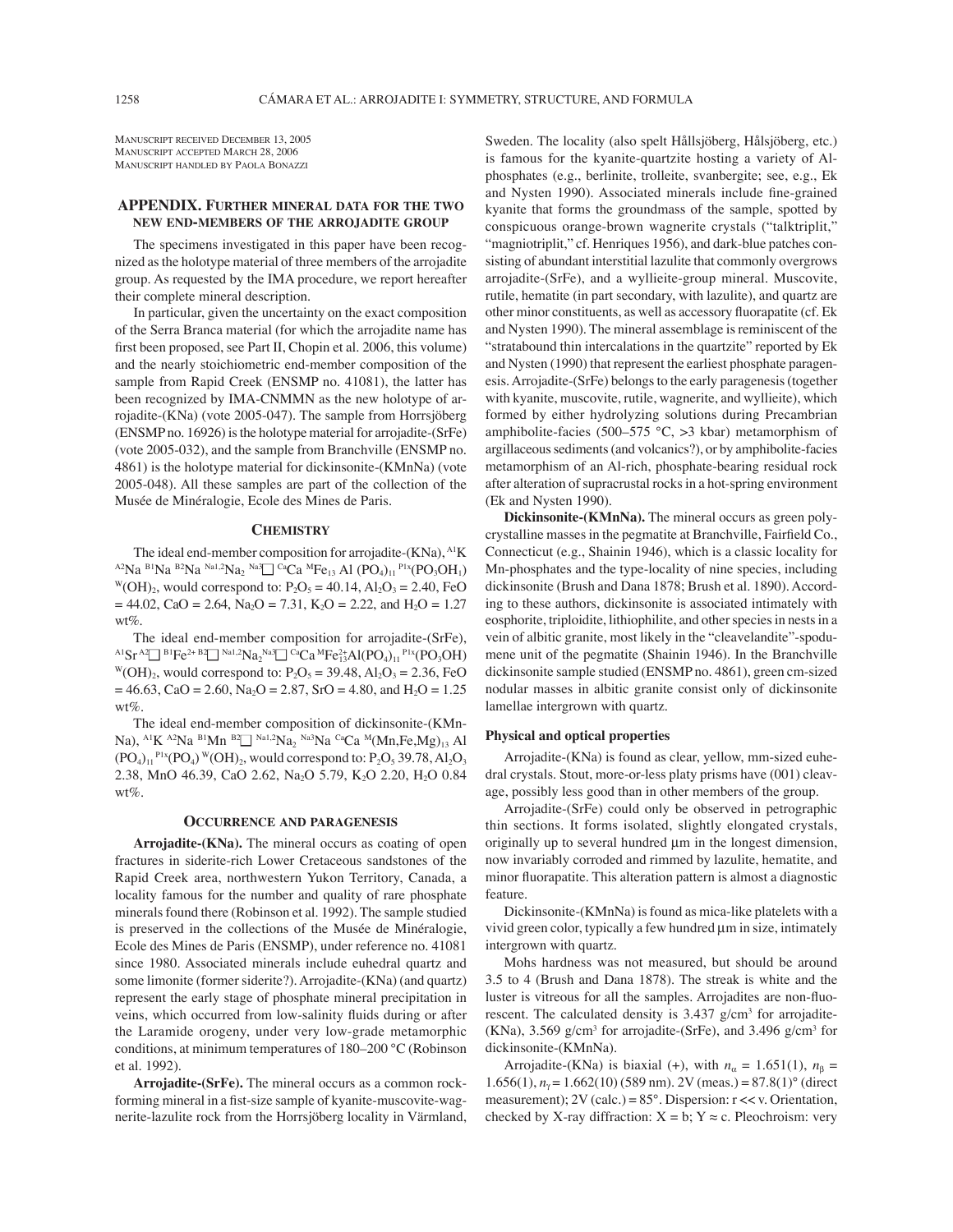Manuscript received December 13, 2005
Manuscript accepted March 28, 2006
Manuscript handled by Paola Bonazzi

## Appendix. Further mineral data for the two new end-members of the arrojadite group

The specimens investigated in this paper have been recognized as the holotype material of three members of the arrojadite group. As requested by the IMA procedure, we report hereafter their complete mineral description.

In particular, given the uncertainty on the exact composition of the Serra Branca material (for which the arrojadite name has first been proposed, see Part II, Chopin et al. 2006, this volume) and the nearly stoichiometric end-member composition of the sample from Rapid Creek (ENSMP no. 41081), the latter has been recognized by IMA-CNMMN as the new holotype of arrojadite-(KNa) (vote 2005-047). The sample from Horrsjöberg (ENSMP no. 16926) is the holotype material for arrojadite-(SrFe) (vote 2005-032), and the sample from Branchville (ENSMP no. 4861) is the holotype material for dickinsonite-(KMnNa) (vote 2005-048). All these samples are part of the collection of the Musée de Minéralogie, Ecole des Mines de Paris.

### Chemistry

The ideal end-member composition for arrojadite-(KNa), $^{A1}K$ $^{A2}Na$ $^{B1}Na$ $^{B2}Na$ $^{Na1,2}Na_2$ $^{Na3}\square$ $^{Ca}Ca$ $^{M}Fe_{13}$ Al $(PO_4)_{11}$ $^{P1x}(PO_3OH_1)$ $^{W}(OH)_2$, would correspond to: $P_2O_5$ = 40.14, $Al_2O_3$ = 2.40, FeO = 44.02, CaO = 2.64, $Na_2O$ = 7.31, $K_2O$ = 2.22, and $H_2O$ = 1.27 wt%.

The ideal end-member composition for arrojadite-(SrFe), $^{A1}Sr$ $^{A2}\square$ $^{B1}Fe^{2+}$ $^{B2}\square$ $^{Na1,2}Na_2$ $^{Na3}\square$ $^{Ca}Ca$ $^{M}Fe^{2+}_{13}Al(PO_4)_{11}$ $^{P1x}(PO_3OH)$ $^{W}(OH)_2$, would correspond to: $P_2O_5$ = 39.48, $Al_2O_3$ = 2.36, FeO = 46.63, CaO = 2.60, $Na_2O$ = 2.87, SrO = 4.80, and $H_2O$ = 1.25 wt%.

The ideal end-member composition of dickinsonite-(KMnNa), $^{A1}K$ $^{A2}Na$ $^{B1}Mn$ $^{B2}\square$ $^{Na1,2}Na_2$ $^{Na3}Na$ $^{Ca}Ca$ $^{M}(Mn,Fe,Mg)_{13}$ Al $(PO_4)_{11}$ $^{P1x}(PO_4)$ $^{W}(OH)_2$, would correspond to: $P_2O_5$ 39.78, $Al_2O_3$ 2.38, MnO 46.39, CaO 2.62, $Na_2O$ 5.79, $K_2O$ 2.20, $H_2O$ 0.84 wt%.

### Occurrence and paragenesis

**Arrojadite-(KNa).** The mineral occurs as coating of open fractures in siderite-rich Lower Cretaceous sandstones of the Rapid Creek area, northwestern Yukon Territory, Canada, a locality famous for the number and quality of rare phosphate minerals found there (Robinson et al. 1992). The sample studied is preserved in the collections of the Musée de Minéralogie, Ecole des Mines de Paris (ENSMP), under reference no. 41081 since 1980. Associated minerals include euhedral quartz and some limonite (former siderite?). Arrojadite-(KNa) (and quartz) represent the early stage of phosphate mineral precipitation in veins, which occurred from low-salinity fluids during or after the Laramide orogeny, under very low-grade metamorphic conditions, at minimum temperatures of 180–200 °C (Robinson et al. 1992).

**Arrojadite-(SrFe).** The mineral occurs as a common rock-forming mineral in a fist-size sample of kyanite-muscovite-wagnerite-lazulite rock from the Horrsjöberg locality in Värmland, Sweden. The locality (also spelt Hållsjöberg, Hålsjöberg, etc.) is famous for the kyanite-quartzite hosting a variety of Al-phosphates (e.g., berlinite, trolleite, svanbergite; see, e.g., Ek and Nysten 1990). Associated minerals include fine-grained kyanite that forms the groundmass of the sample, spotted by conspicuous orange-brown wagnerite crystals ("talktriplit," "magniotriplit," cf. Henriques 1956), and dark-blue patches consisting of abundant interstitial lazulite that commonly overgrows arrojadite-(SrFe), and a wyllieite-group mineral. Muscovite, rutile, hematite (in part secondary, with lazulite), and quartz are other minor constituents, as well as accessory fluorapatite (cf. Ek and Nysten 1990). The mineral assemblage is reminiscent of the "stratabound thin intercalations in the quartzite" reported by Ek and Nysten (1990) that represent the earliest phosphate paragenesis. Arrojadite-(SrFe) belongs to the early paragenesis (together with kyanite, muscovite, rutile, wagnerite, and wyllieite), which formed by either hydrolyzing solutions during Precambrian amphibolite-facies (500–575 °C, >3 kbar) metamorphism of argillaceous sediments (and volcanics?), or by amphibolite-facies metamorphism of an Al-rich, phosphate-bearing residual rock after alteration of supracrustal rocks in a hot-spring environment (Ek and Nysten 1990).

**Dickinsonite-(KMnNa).** The mineral occurs as green polycrystalline masses in the pegmatite at Branchville, Fairfield Co., Connecticut (e.g., Shainin 1946), which is a classic locality for Mn-phosphates and the type-locality of nine species, including dickinsonite (Brush and Dana 1878; Brush et al. 1890). According to these authors, dickinsonite is associated intimately with eosphorite, triploidite, lithiophilite, and other species in nests in a vein of albitic granite, most likely in the "cleavelandite"-spodumene unit of the pegmatite (Shainin 1946). In the Branchville dickinsonite sample studied (ENSMP no. 4861), green cm-sized nodular masses in albitic granite consist only of dickinsonite lamellae intergrown with quartz.

#### Physical and optical properties

Arrojadite-(KNa) is found as clear, yellow, mm-sized euhedral crystals. Stout, more-or-less platy prisms have (001) cleavage, possibly less good than in other members of the group.

Arrojadite-(SrFe) could only be observed in petrographic thin sections. It forms isolated, slightly elongated crystals, originally up to several hundred μm in the longest dimension, now invariably corroded and rimmed by lazulite, hematite, and minor fluorapatite. This alteration pattern is almost a diagnostic feature.

Dickinsonite-(KMnNa) is found as mica-like platelets with a vivid green color, typically a few hundred μm in size, intimately intergrown with quartz.

Mohs hardness was not measured, but should be around 3.5 to 4 (Brush and Dana 1878). The streak is white and the luster is vitreous for all the samples. Arrojadites are non-fluorescent. The calculated density is 3.437 g/cm$^3$ for arrojadite-(KNa), 3.569 g/cm$^3$ for arrojadite-(SrFe), and 3.496 g/cm$^3$ for dickinsonite-(KMnNa).

Arrojadite-(KNa) is biaxial (+), with $n_\alpha$ = 1.651(1), $n_\beta$ = 1.656(1), $n_\gamma$ = 1.662(10) (589 nm). 2V (meas.) = 87.8(1)° (direct measurement); 2V (calc.) = 85°. Dispersion: r << v. Orientation, checked by X-ray diffraction: X = b; Y ≈ c. Pleochroism: very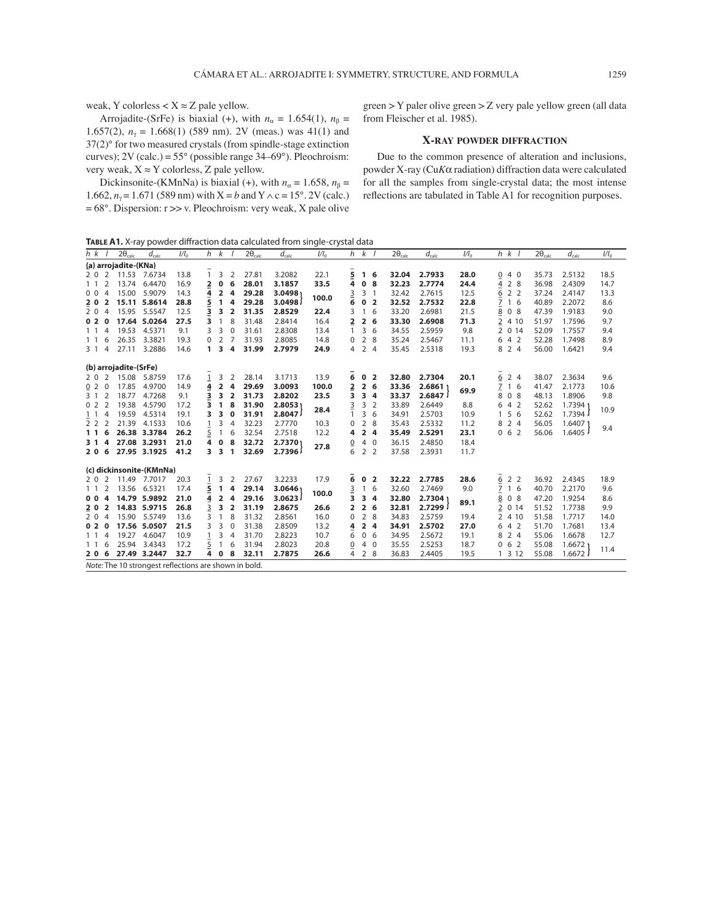weak, Y colorless < X ≈ Z pale yellow.

Arrojadite-(SrFe) is biaxial (+), with $n_\alpha$ = 1.654(1), $n_\beta$ = 1.657(2), $n_\gamma$ = 1.668(1) (589 nm). 2V (meas.) was 41(1) and 37(2)° for two measured crystals (from spindle-stage extinction curves); 2V (calc.) = 55° (possible range 34–69°). Pleochroism: very weak, X ≈ Y colorless, Z pale yellow.

Dickinsonite-(KMnNa) is biaxial (+), with $n_\alpha$ = 1.658, $n_\beta$ = 1.662, $n_\gamma$ = 1.671 (589 nm) with X = *b* and Y ∧ c = 15°. 2V (calc.) = 68°. Dispersion: r >> v. Pleochroism: very weak, X pale olive green > Y paler olive green > Z very pale yellow green (all data from Fleischer et al. 1985).

## X-ray powder diffraction

Due to the common presence of alteration and inclusions, powder X-ray (Cu*K*α radiation) diffraction data were calculated for all the samples from single-crystal data; the most intense reflections are tabulated in Table A1 for recognition purposes.

**Table A1.** X-ray powder diffraction data calculated from single-crystal data

| *h k l* | $2\theta_{calc}$ | $d_{calc}$ | $I/I_0$ | *h k l* | $2\theta_{calc}$ | $d_{calc}$ | $I/I_0$ | *h k l* | $2\theta_{calc}$ | $d_{calc}$ | $I/I_0$ | *h k l* | $2\theta_{calc}$ | $d_{calc}$ | $I/I_0$ |
|---|---|---|---|---|---|---|---|---|---|---|---|---|---|---|---|
| **(a) arrojadite-(KNa)** | | | | | | | | | | | | | | | |
| 2 0 2 | 11.53 | 7.6734 | 13.8 | $\bar{1}$ 3 2 | 27.81 | 3.2082 | 22.1 | **$\bar{5}$ 1 6** | **32.04** | **2.7933** | **28.0** | $\bar{0}$ 4 0 | 35.73 | 2.5132 | 18.5 |
| 1 1 2 | 13.74 | 6.4470 | 16.9 | **$\bar{2}$ 0 6** | **28.01** | **3.1857** | **33.5** | **4 0 8** | **32.23** | **2.7774** | **24.4** | $\bar{4}$ 2 8 | 36.98 | 2.4309 | 14.7 |
| 0 0 4 | 15.00 | 5.9079 | 14.3 | **$\bar{4}$ 2 4** | **29.28** | **3.0498** | **100.0** | $\bar{3}$ 3 1 | 32.42 | 2.7615 | 12.5 | $\bar{6}$ 2 2 | 37.24 | 2.4147 | 13.3 |
| **$\bar{2}$ 0 2** | **15.11** | **5.8614** | **28.8** | **$\bar{5}$ 1 4** | **29.28** | **3.0498** | | **$\bar{6}$ 0 2** | **32.52** | **2.7532** | **22.8** | $\bar{7}$ 1 6 | 40.89 | 2.2072 | 8.6 |
| 2 0 4 | 15.95 | 5.5547 | 12.5 | **$\bar{3}$ 3 2** | **31.35** | **2.8529** | **22.4** | 3 1 6 | 33.20 | 2.6981 | 21.5 | $\bar{8}$ 0 8 | 47.39 | 1.9183 | 9.0 |
| **0 2 0** | **17.64** | **5.0264** | **27.5** | 3 1 8 | 31.48 | 2.8414 | 16.4 | **$\bar{2}$ 2 6** | **33.30** | **2.6908** | **71.3** | $\bar{2}$ 4 10 | 51.97 | 1.7596 | 9.7 |
| 1 1 4 | 19.53 | 4.5371 | 9.1 | 3 3 0 | 31.61 | 2.8308 | 13.4 | $\bar{1}$ 3 6 | 34.55 | 2.5959 | 9.8 | 2 0 14 | 52.09 | 1.7557 | 9.4 |
| 1 1 6 | 26.35 | 3.3821 | 19.3 | 0 2 7 | 31.93 | 2.8085 | 14.8 | 0 2 8 | 35.24 | 2.5467 | 11.1 | 6 4 2 | 52.28 | 1.7498 | 8.9 |
| 3 1 4 | 27.11 | 3.2886 | 14.6 | **1 3 4** | **31.99** | **2.7979** | **24.9** | 4 2 4 | 35.45 | 2.5318 | 19.3 | 8 2 4 | 56.00 | 1.6421 | 9.4 |
| **(b) arrojadite-(SrFe)** | | | | | | | | | | | | | | | |
| 2 0 2 | 15.08 | 5.8759 | 17.6 | $\bar{1}$ 3 2 | 28.14 | 3.1713 | 13.9 | **$\bar{6}$ 0 2** | **32.80** | **2.7304** | **20.1** | $\bar{6}$ 2 4 | 38.07 | 2.3634 | 9.6 |
| $\bar{0}$ 2 0 | 17.85 | 4.9700 | 14.9 | **$\bar{4}$ 2 4** | **29.69** | **3.0093** | **100.0** | **$\bar{2}$ 2 6** | **33.36** | **2.6861** | **69.9** | $\bar{7}$ 1 6 | 41.47 | 2.1773 | 10.6 |
| 3 1 2 | 18.77 | 4.7268 | 9.1 | **$\bar{3}$ 3 2** | **31.73** | **2.8202** | **23.5** | **3 3 4** | **33.37** | **2.6847** | | 8 0 8 | 48.13 | 1.8906 | 9.8 |
| 0 2 2 | 19.38 | 4.5790 | 17.2 | **$\bar{3}$ 1 8** | **31.90** | **2.8053** | **28.4** | $\bar{3}$ 3 2 | 33.89 | 2.6449 | 8.8 | 6 4 2 | 52.62 | 1.7394 | 10.9 |
| $\bar{1}$ 1 4 | 19.59 | 4.5314 | 19.1 | **3 3 0** | **31.91** | **2.8047** | | $\bar{1}$ 3 6 | 34.91 | 2.5703 | 10.9 | 1 5 6 | 52.62 | 1.7394 | |
| $\bar{2}$ 2 2 | 21.39 | 4.1533 | 10.6 | $\bar{1}$ 3 4 | 32.23 | 2.7770 | 10.3 | 0 2 8 | 35.43 | 2.5332 | 11.2 | 8 2 4 | 56.05 | 1.6407 | 9.4 |
| **1 1 6** | **26.38** | **3.3784** | **26.2** | $\bar{5}$ 1 6 | 32.54 | 2.7518 | 12.2 | **4 2 4** | **35.49** | **2.5291** | **23.1** | 0 6 2 | 56.06 | 1.6405 | |
| **3 1 4** | **27.08** | **3.2931** | **21.0** | **4 0 8** | **32.72** | **2.7370** | **27.8** | $\bar{0}$ 4 0 | 36.15 | 2.4850 | 18.4 | | | | |
| **2 0 6** | **27.95** | **3.1925** | **41.2** | **3 3 1** | **32.69** | **2.7396** | | 6 2 2 | 37.58 | 2.3931 | 11.7 | | | | |
| **(c) dickinsonite-(KMnNa)** | | | | | | | | | | | | | | | |
| 2 0 2 | 11.49 | 7.7017 | 20.3 | $\bar{1}$ 3 2 | 27.67 | 3.2233 | 17.9 | **$\bar{6}$ 0 2** | **32.22** | **2.7785** | **28.6** | $\bar{6}$ 2 2 | 36.92 | 2.4345 | 18.9 |
| 1 1 2 | 13.56 | 6.5321 | 17.4 | **$\bar{5}$ 1 4** | **29.14** | **3.0646** | **100.0** | $\bar{3}$ 1 6 | 32.60 | 2.7469 | 9.0 | $\bar{7}$ 1 6 | 40.70 | 2.2170 | 9.6 |
| **0 0 4** | **14.79** | **5.9892** | **21.0** | **$\bar{4}$ 2 4** | **29.16** | **3.0623** | | **3 3 4** | **32.80** | **2.7304** | **89.1** | $\bar{8}$ 0 8 | 47.20 | 1.9254 | 8.6 |
| **$\bar{2}$ 0 2** | **14.83** | **5.9715** | **26.8** | $\bar{3}$ 3 2 | 31.19 | 2.8675 | 26.6 | **2 2 6** | **32.81** | **2.7299** | | $\bar{2}$ 0 14 | 51.52 | 1.7738 | 9.9 |
| 2 0 4 | 15.90 | 5.5749 | 13.6 | 3 1 8 | 31.32 | 2.8561 | 16.0 | 0 2 8 | 34.83 | 2.5759 | 19.4 | 2 4 10 | 51.58 | 1.7717 | 14.0 |
| **0 2 0** | **17.56** | **5.0507** | **21.5** | 3 3 0 | 31.38 | 2.8509 | 13.2 | **$\bar{4}$ 2 4** | **34.91** | **2.5702** | **27.0** | 6 4 2 | 51.70 | 1.7681 | 13.4 |
| 1 1 4 | 19.27 | 4.6047 | 10.9 | $\bar{1}$ 3 4 | 31.70 | 2.8223 | 10.7 | 6 0 6 | 34.95 | 2.5672 | 19.1 | 8 2 4 | 55.06 | 1.6678 | 12.7 |
| 1 1 6 | 25.94 | 3.4343 | 17.2 | $\bar{5}$ 1 6 | 31.94 | 2.8023 | 20.8 | $\bar{0}$ 4 0 | 35.55 | 2.5253 | 18.7 | 0 6 2 | 55.08 | 1.6672 | 11.4 |
| **2 0 6** | **27.49** | **3.2447** | **32.7** | **4 0 8** | **32.11** | **2.7875** | **26.6** | 4 2 8 | 36.83 | 2.4405 | 19.5 | 1 3 12 | 55.08 | 1.6672 | |

*Note:* The 10 strongest reflections are shown in bold.